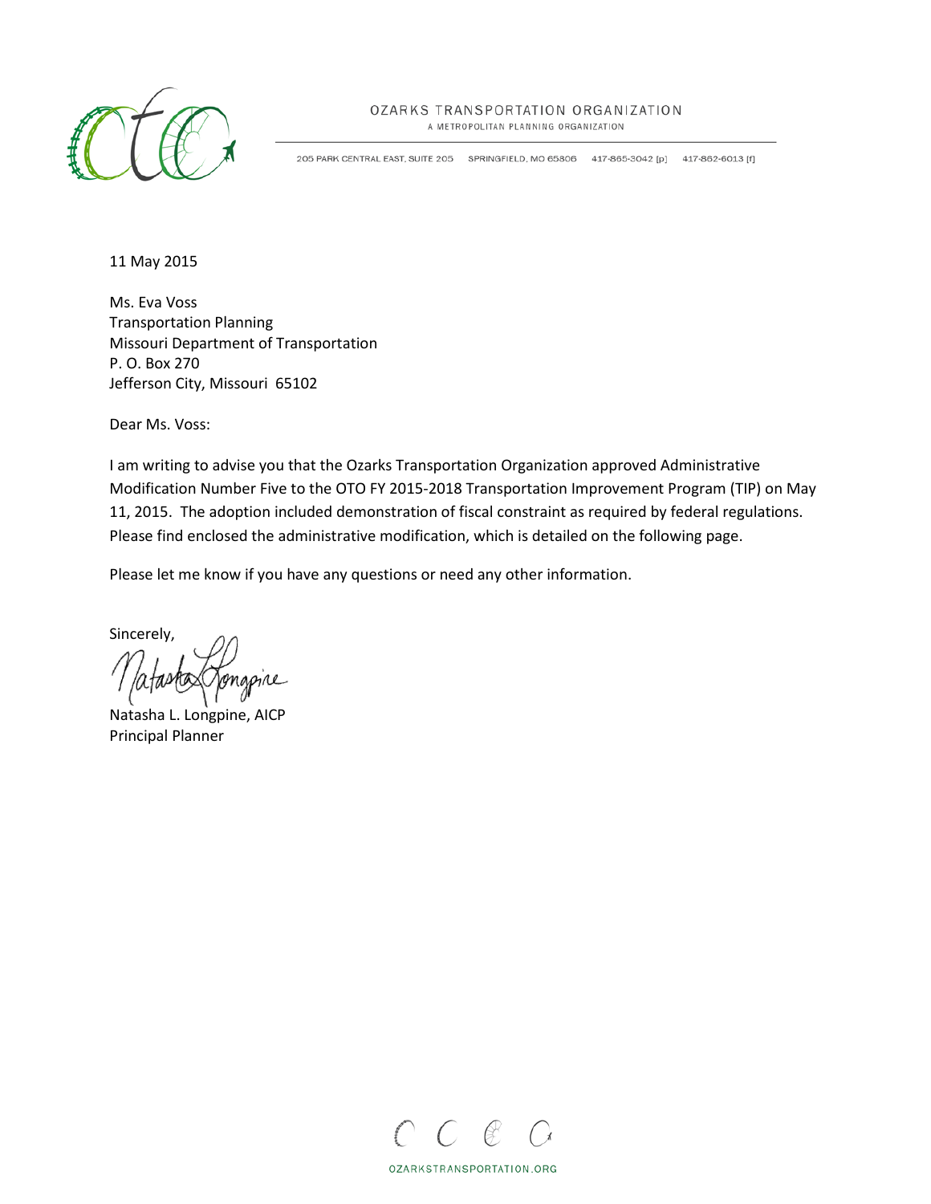OZARKS TRANSPORTATION ORGANIZATION
A METROPOLITAN PLANNING ORGANIZATION

205 PARK CENTRAL EAST, SUITE 205 SPRINGFIELD, MO 65806 417-865-3042 [p] 417-862-6013 [f]

11 May 2015

Ms. Eva Voss
Transportation Planning
Missouri Department of Transportation
P. O. Box 270
Jefferson City, Missouri 65102

Dear Ms. Voss:

I am writing to advise you that the Ozarks Transportation Organization approved Administrative Modification Number Five to the OTO FY 2015-2018 Transportation Improvement Program (TIP) on May 11, 2015. The adoption included demonstration of fiscal constraint as required by federal regulations. Please find enclosed the administrative modification, which is detailed on the following page.

Please let me know if you have any questions or need any other information.

Sincerely,

Natasha L. Longpine, AICP
Principal Planner

OZARKSTRANSPORTATION.ORG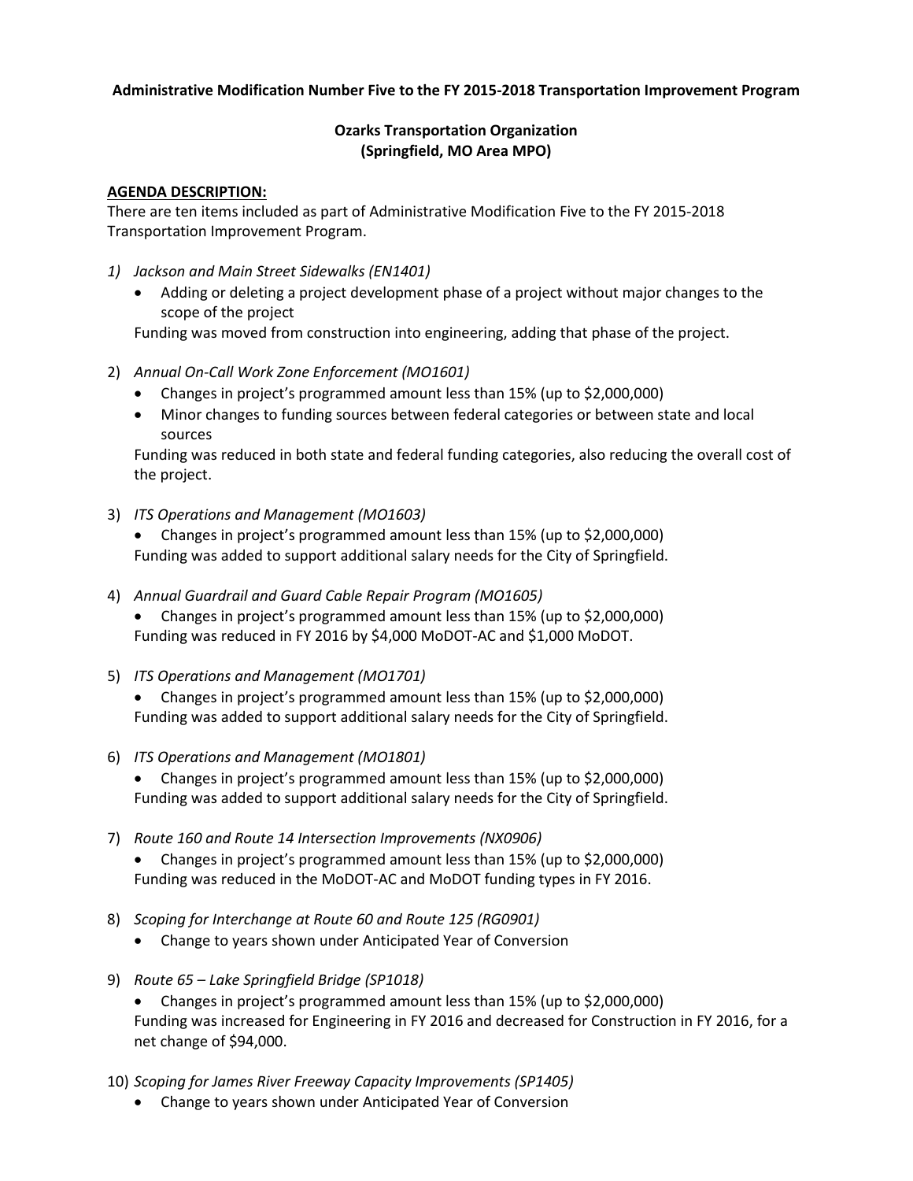**Administrative Modification Number Five to the FY 2015-2018 Transportation Improvement Program**

**Ozarks Transportation Organization**
**(Springfield, MO Area MPO)**

**AGENDA DESCRIPTION:**

There are ten items included as part of Administrative Modification Five to the FY 2015-2018 Transportation Improvement Program.

1) *Jackson and Main Street Sidewalks (EN1401)*
   - Adding or deleting a project development phase of a project without major changes to the scope of the project

   Funding was moved from construction into engineering, adding that phase of the project.

2) *Annual On-Call Work Zone Enforcement (MO1601)*
   - Changes in project's programmed amount less than 15% (up to $2,000,000)
   - Minor changes to funding sources between federal categories or between state and local sources

   Funding was reduced in both state and federal funding categories, also reducing the overall cost of the project.

3) *ITS Operations and Management (MO1603)*
   - Changes in project's programmed amount less than 15% (up to $2,000,000)

   Funding was added to support additional salary needs for the City of Springfield.

4) *Annual Guardrail and Guard Cable Repair Program (MO1605)*
   - Changes in project's programmed amount less than 15% (up to $2,000,000)

   Funding was reduced in FY 2016 by $4,000 MoDOT-AC and $1,000 MoDOT.

5) *ITS Operations and Management (MO1701)*
   - Changes in project's programmed amount less than 15% (up to $2,000,000)

   Funding was added to support additional salary needs for the City of Springfield.

6) *ITS Operations and Management (MO1801)*
   - Changes in project's programmed amount less than 15% (up to $2,000,000)

   Funding was added to support additional salary needs for the City of Springfield.

7) *Route 160 and Route 14 Intersection Improvements (NX0906)*
   - Changes in project's programmed amount less than 15% (up to $2,000,000)

   Funding was reduced in the MoDOT-AC and MoDOT funding types in FY 2016.

8) *Scoping for Interchange at Route 60 and Route 125 (RG0901)*
   - Change to years shown under Anticipated Year of Conversion

9) *Route 65 – Lake Springfield Bridge (SP1018)*
   - Changes in project's programmed amount less than 15% (up to $2,000,000)

   Funding was increased for Engineering in FY 2016 and decreased for Construction in FY 2016, for a net change of $94,000.

10) *Scoping for James River Freeway Capacity Improvements (SP1405)*
    - Change to years shown under Anticipated Year of Conversion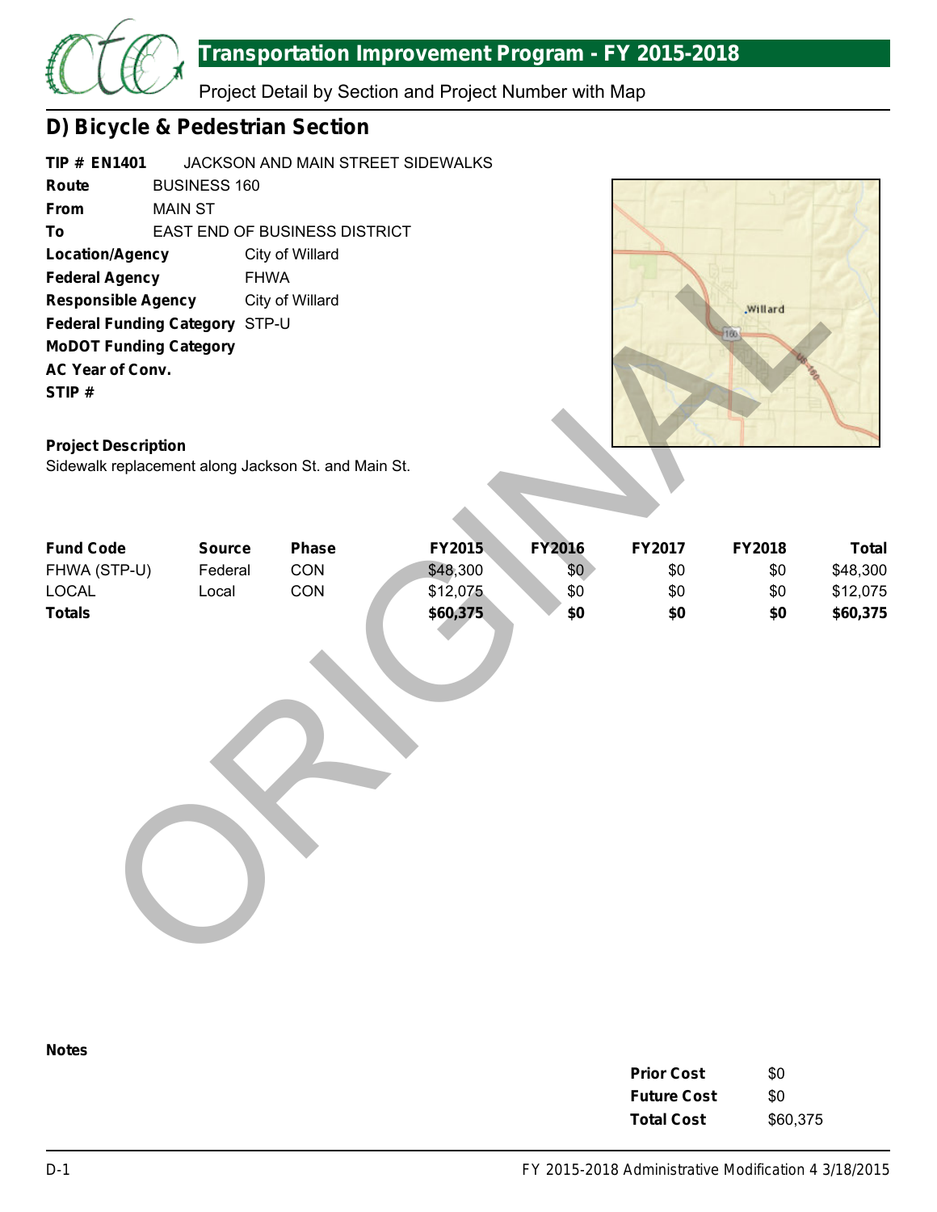## D) Bicycle & Pedestrian Section

**TIP # EN1401** JACKSON AND MAIN STREET SIDEWALKS

**Route** BUSINESS 160

**From** MAIN ST

**To** EAST END OF BUSINESS DISTRICT

**Location/Agency** City of Willard

**Federal Agency** FHWA

**Responsible Agency** City of Willard

**Federal Funding Category** STP-U

**MoDOT Funding Category**

**AC Year of Conv.**

**STIP #**

**Project Description**

Sidewalk replacement along Jackson St. and Main St.

| Fund Code | Source | Phase | FY2015 | FY2016 | FY2017 | FY2018 | Total |
|---|---|---|---|---|---|---|---|
| FHWA (STP-U) | Federal | CON | $48,300 | $0 | $0 | $0 | $48,300 |
| LOCAL | Local | CON | $12,075 | $0 | $0 | $0 | $12,075 |
| **Totals** | | | **$60,375** | **$0** | **$0** | **$0** | **$60,375** |

ORIGINAL

**Notes**

| | |
|---|---|
| **Prior Cost** | $0 |
| **Future Cost** | $0 |
| **Total Cost** | $60,375 |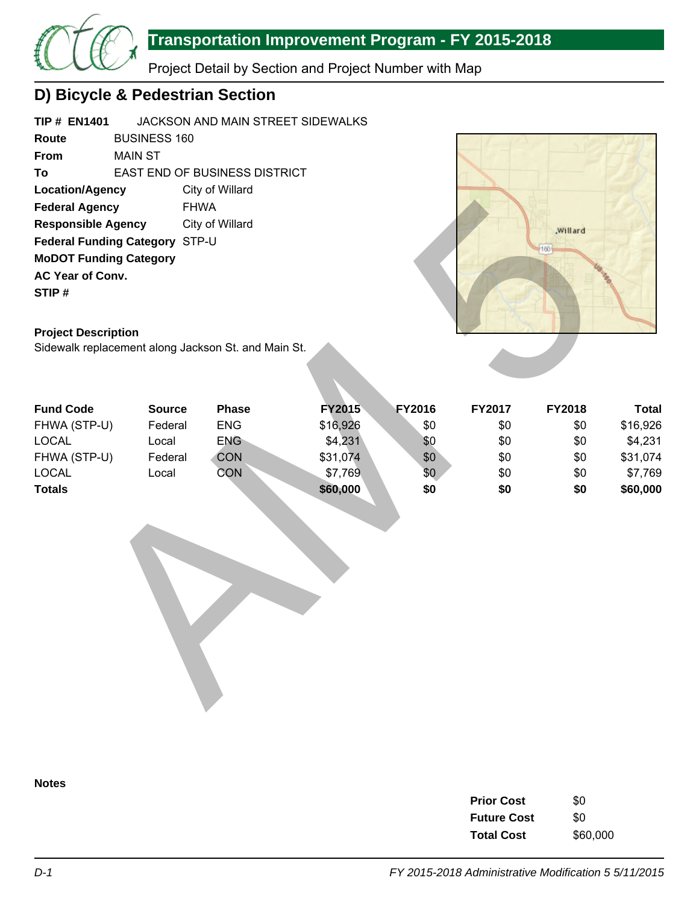# Transportation Improvement Program - FY 2015-2018

Project Detail by Section and Project Number with Map

## D) Bicycle & Pedestrian Section

**TIP # EN1401** JACKSON AND MAIN STREET SIDEWALKS

**Route** BUSINESS 160

**From** MAIN ST

**To** EAST END OF BUSINESS DISTRICT

**Location/Agency** City of Willard

**Federal Agency** FHWA

**Responsible Agency** City of Willard

**Federal Funding Category** STP-U

**MoDOT Funding Category**

**AC Year of Conv.**

**STIP #**

**Project Description**

Sidewalk replacement along Jackson St. and Main St.

| Fund Code | Source | Phase | FY2015 | FY2016 | FY2017 | FY2018 | Total |
|---|---|---|---|---|---|---|---|
| FHWA (STP-U) | Federal | ENG | $16,926 | $0 | $0 | $0 | $16,926 |
| LOCAL | Local | ENG | $4,231 | $0 | $0 | $0 | $4,231 |
| FHWA (STP-U) | Federal | CON | $31,074 | $0 | $0 | $0 | $31,074 |
| LOCAL | Local | CON | $7,769 | $0 | $0 | $0 | $7,769 |
| **Totals** | | | **$60,000** | **$0** | **$0** | **$0** | **$60,000** |

**Notes**

| | |
|---|---|
| **Prior Cost** | $0 |
| **Future Cost** | $0 |
| **Total Cost** | $60,000 |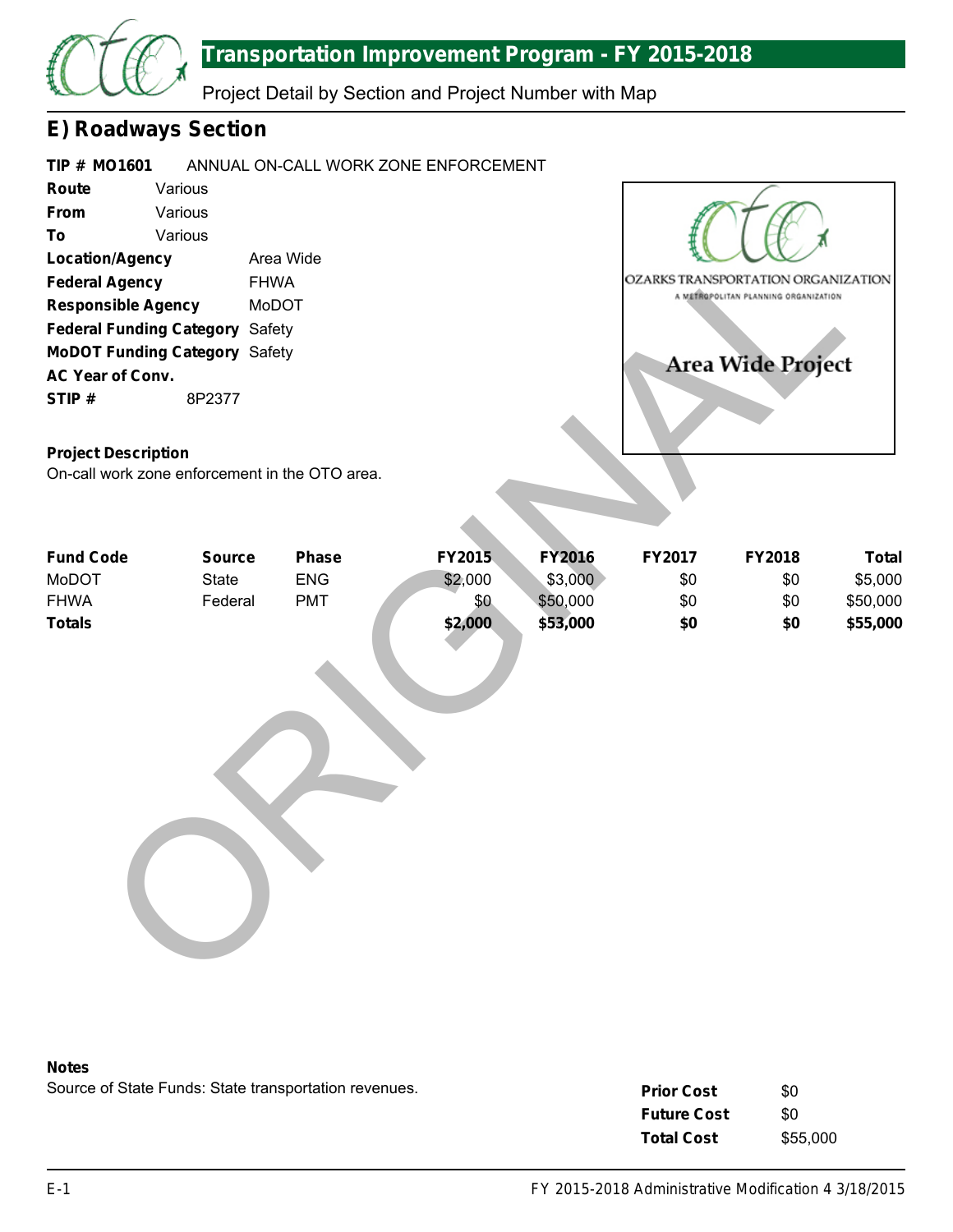# Transportation Improvement Program - FY 2015-2018

Project Detail by Section and Project Number with Map

## E) Roadways Section

**TIP # MO1601** ANNUAL ON-CALL WORK ZONE ENFORCEMENT

**Route** Various
**From** Various
**To** Various
**Location/Agency** Area Wide
**Federal Agency** FHWA
**Responsible Agency** MoDOT
**Federal Funding Category** Safety
**MoDOT Funding Category** Safety
**AC Year of Conv.**
**STIP #** 8P2377

OZARKS TRANSPORTATION ORGANIZATION
A METROPOLITAN PLANNING ORGANIZATION

Area Wide Project

**Project Description**
On-call work zone enforcement in the OTO area.

| Fund Code | Source | Phase | FY2015 | FY2016 | FY2017 | FY2018 | Total |
|---|---|---|---|---|---|---|---|
| MoDOT | State | ENG | $2,000 | $3,000 | $0 | $0 | $5,000 |
| FHWA | Federal | PMT | $0 | $50,000 | $0 | $0 | $50,000 |
| **Totals** | | | **$2,000** | **$53,000** | **$0** | **$0** | **$55,000** |

ORIGINAL

**Notes**
Source of State Funds: State transportation revenues.

| | |
|---|---|
| **Prior Cost** | $0 |
| **Future Cost** | $0 |
| **Total Cost** | $55,000 |

E-1 FY 2015-2018 Administrative Modification 4 3/18/2015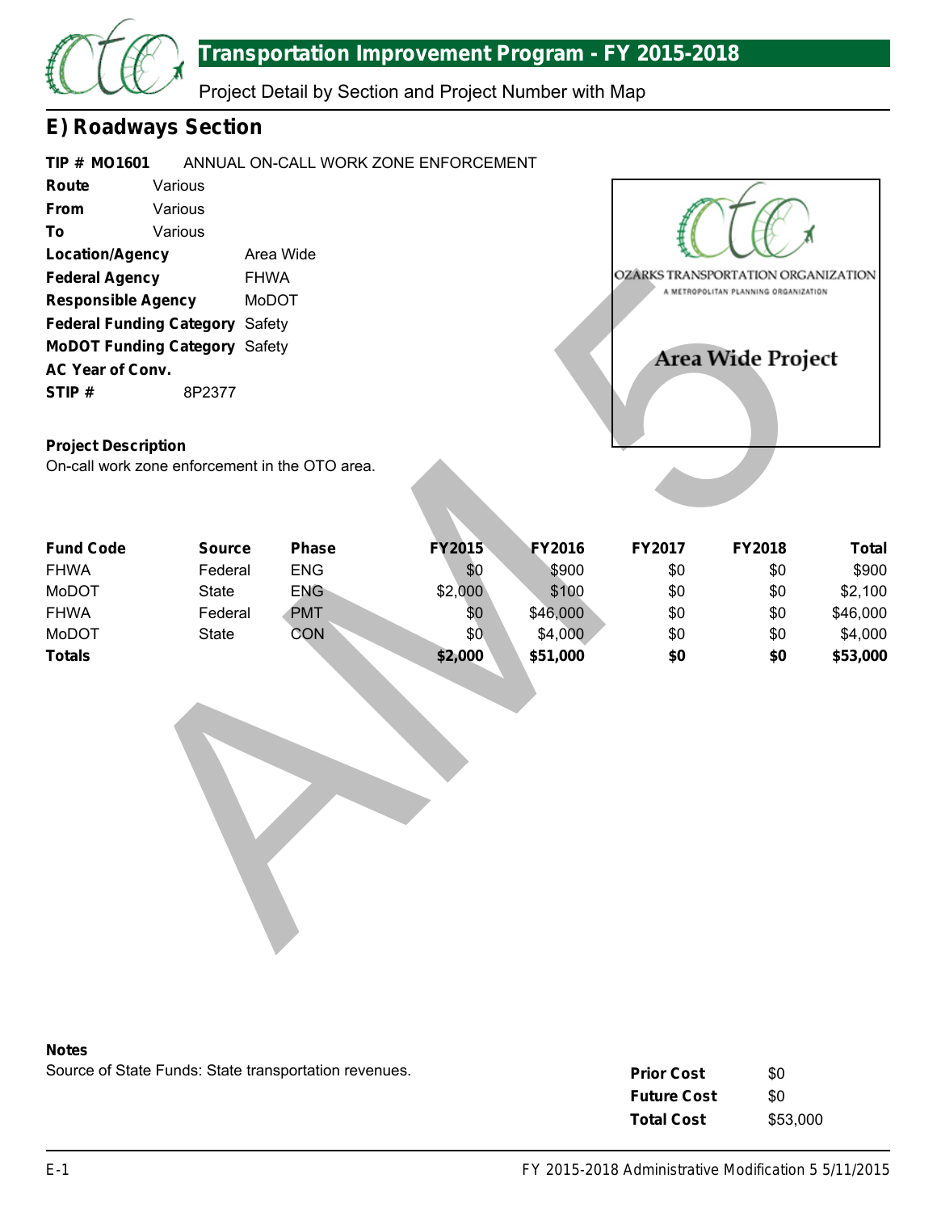# Transportation Improvement Program - FY 2015-2018

Project Detail by Section and Project Number with Map

## E) Roadways Section

**TIP # MO1601** ANNUAL ON-CALL WORK ZONE ENFORCEMENT

**Route** Various
**From** Various
**To** Various
**Location/Agency** Area Wide
**Federal Agency** FHWA
**Responsible Agency** MoDOT
**Federal Funding Category** Safety
**MoDOT Funding Category** Safety
**AC Year of Conv.**
**STIP #** 8P2377

OZARKS TRANSPORTATION ORGANIZATION
A METROPOLITAN PLANNING ORGANIZATION

Area Wide Project

**Project Description**

On-call work zone enforcement in the OTO area.

| Fund Code | Source | Phase | FY2015 | FY2016 | FY2017 | FY2018 | Total |
|---|---|---|---|---|---|---|---|
| FHWA | Federal | ENG | $0 | $900 | $0 | $0 | $900 |
| MoDOT | State | ENG | $2,000 | $100 | $0 | $0 | $2,100 |
| FHWA | Federal | PMT | $0 | $46,000 | $0 | $0 | $46,000 |
| MoDOT | State | CON | $0 | $4,000 | $0 | $0 | $4,000 |
| **Totals** | | | **$2,000** | **$51,000** | **$0** | **$0** | **$53,000** |

**Notes**

Source of State Funds: State transportation revenues.

| | |
|---|---|
| **Prior Cost** | $0 |
| **Future Cost** | $0 |
| **Total Cost** | $53,000 |

AM5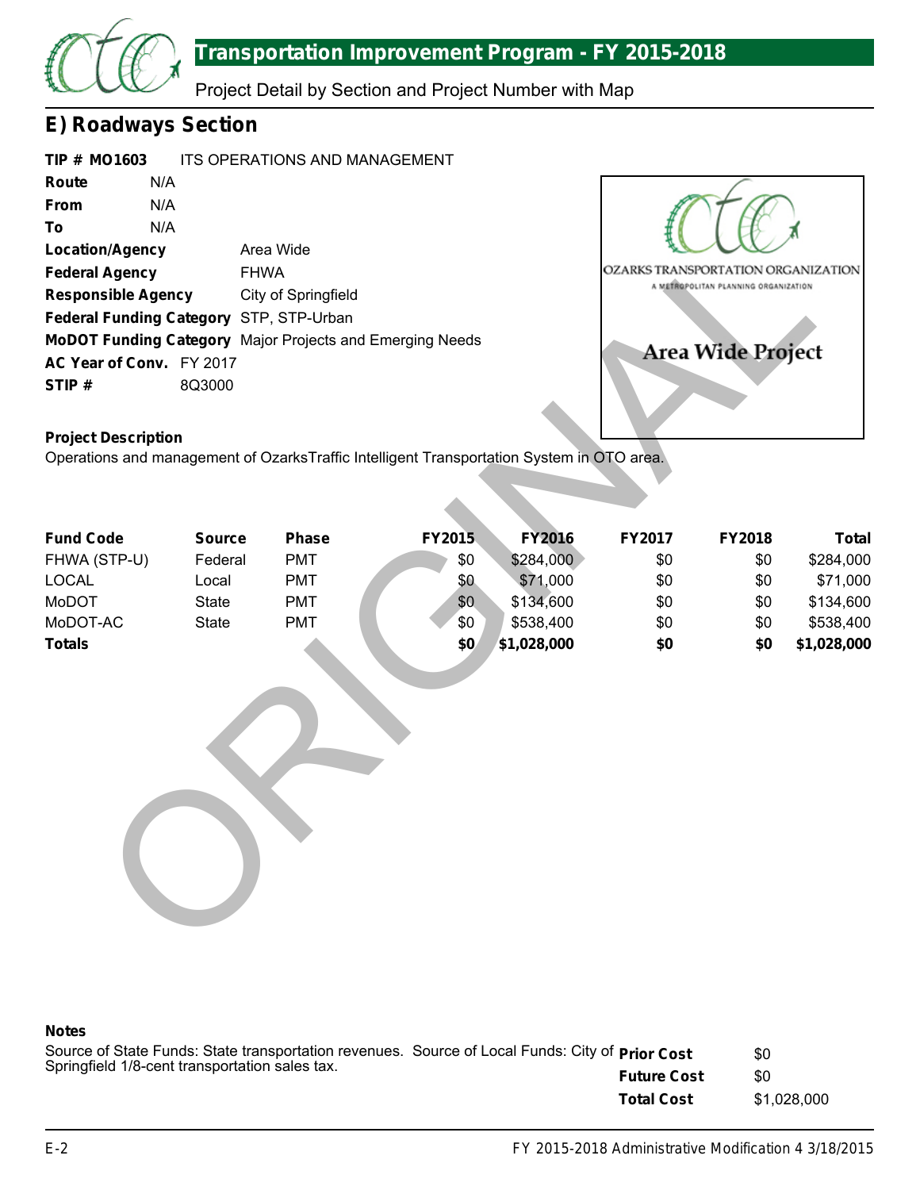## Transportation Improvement Program - FY 2015-2018

Project Detail by Section and Project Number with Map

## E) Roadways Section

**TIP # MO1603** ITS OPERATIONS AND MANAGEMENT

**Route** N/A
**From** N/A
**To** N/A
**Location/Agency** Area Wide
**Federal Agency** FHWA
**Responsible Agency** City of Springfield
**Federal Funding Category** STP, STP-Urban
**MoDOT Funding Category** Major Projects and Emerging Needs
**AC Year of Conv.** FY 2017
**STIP #** 8Q3000

OZARKS TRANSPORTATION ORGANIZATION
A METROPOLITAN PLANNING ORGANIZATION

Area Wide Project

**Project Description**

Operations and management of OzarksTraffic Intelligent Transportation System in OTO area.

| Fund Code | Source | Phase | FY2015 | FY2016 | FY2017 | FY2018 | Total |
|---|---|---|---|---|---|---|---|
| FHWA (STP-U) | Federal | PMT | $0 | $284,000 | $0 | $0 | $284,000 |
| LOCAL | Local | PMT | $0 | $71,000 | $0 | $0 | $71,000 |
| MoDOT | State | PMT | $0 | $134,600 | $0 | $0 | $134,600 |
| MoDOT-AC | State | PMT | $0 | $538,400 | $0 | $0 | $538,400 |
| **Totals** | | | **$0** | **$1,028,000** | **$0** | **$0** | **$1,028,000** |

**Notes**

Source of State Funds: State transportation revenues. Source of Local Funds: City of Springfield 1/8-cent transportation sales tax.

| | |
|---|---|
| **Prior Cost** | $0 |
| **Future Cost** | $0 |
| **Total Cost** | $1,028,000 |

ORIGINAL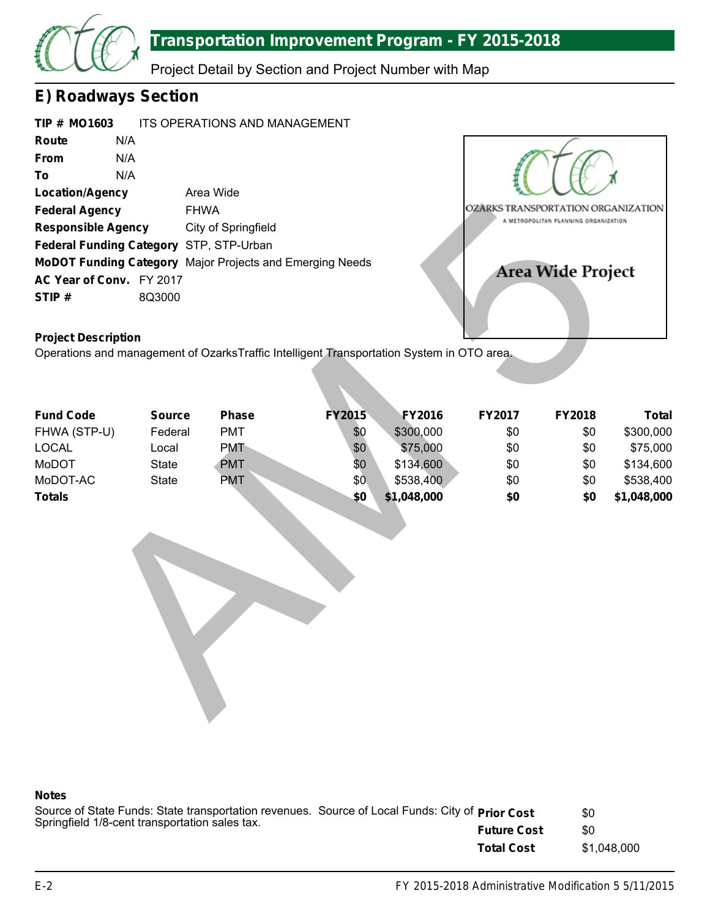## Transportation Improvement Program - FY 2015-2018

Project Detail by Section and Project Number with Map

# E) Roadways Section

**TIP # MO1603** ITS OPERATIONS AND MANAGEMENT

**Route** N/A

**From** N/A

**To** N/A

**Location/Agency** Area Wide

**Federal Agency** FHWA

**Responsible Agency** City of Springfield

**Federal Funding Category** STP, STP-Urban

**MoDOT Funding Category** Major Projects and Emerging Needs

**AC Year of Conv.** FY 2017

**STIP #** 8Q3000

OZARKS TRANSPORTATION ORGANIZATION
A METROPOLITAN PLANNING ORGANIZATION

**Area Wide Project**

**Project Description**

Operations and management of OzarksTraffic Intelligent Transportation System in OTO area.

| Fund Code | Source | Phase | FY2015 | FY2016 | FY2017 | FY2018 | Total |
|---|---|---|---|---|---|---|---|
| FHWA (STP-U) | Federal | PMT | $0 | $300,000 | $0 | $0 | $300,000 |
| LOCAL | Local | PMT | $0 | $75,000 | $0 | $0 | $75,000 |
| MoDOT | State | PMT | $0 | $134,600 | $0 | $0 | $134,600 |
| MoDOT-AC | State | PMT | $0 | $538,400 | $0 | $0 | $538,400 |
| **Totals** | | | **$0** | **$1,048,000** | **$0** | **$0** | **$1,048,000** |

**Notes**

Source of State Funds: State transportation revenues. Source of Local Funds: City of Springfield 1/8-cent transportation sales tax.

**Prior Cost** $0

**Future Cost** $0

**Total Cost** $1,048,000

FY 2015-2018 Administrative Modification 5 5/11/2015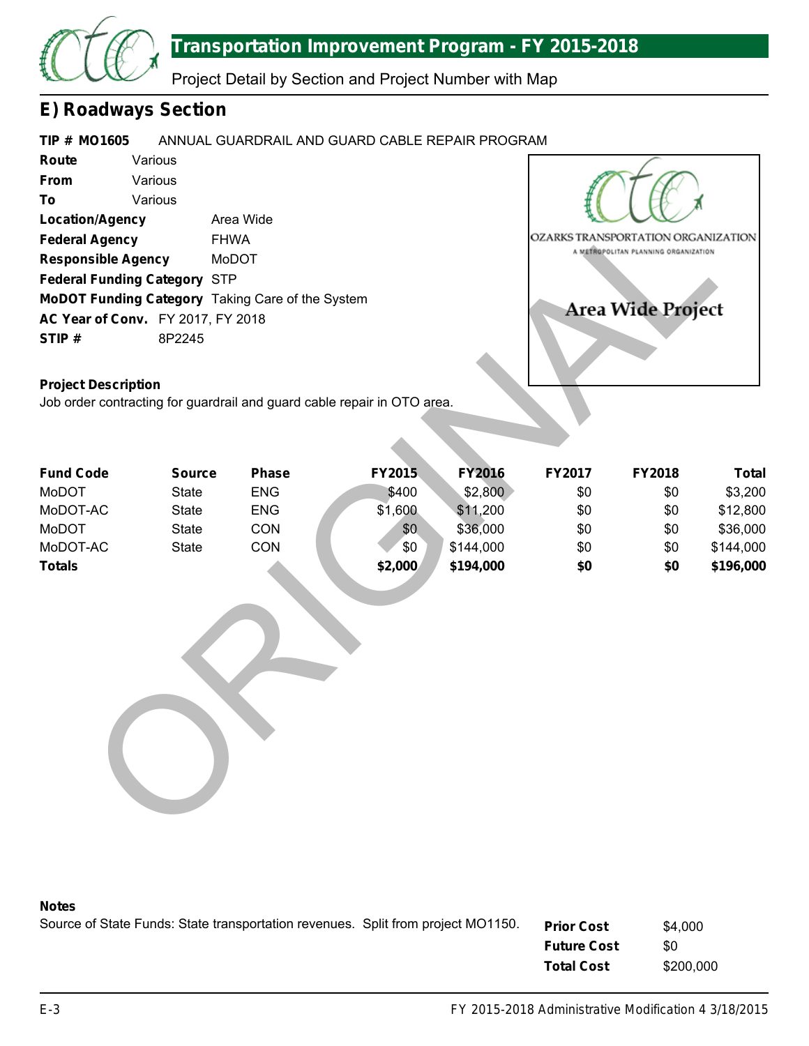## Transportation Improvement Program - FY 2015-2018

Project Detail by Section and Project Number with Map

# E) Roadways Section

**TIP #** **MO1605** ANNUAL GUARDRAIL AND GUARD CABLE REPAIR PROGRAM

**Route** Various
**From** Various
**To** Various
**Location/Agency** Area Wide
**Federal Agency** FHWA
**Responsible Agency** MoDOT
**Federal Funding Category** STP
**MoDOT Funding Category** Taking Care of the System
**AC Year of Conv.** FY 2017, FY 2018
**STIP #** 8P2245

OZARKS TRANSPORTATION ORGANIZATION
A METROPOLITAN PLANNING ORGANIZATION

**Area Wide Project**

**Project Description**

Job order contracting for guardrail and guard cable repair in OTO area.

| Fund Code | Source | Phase | FY2015 | FY2016 | FY2017 | FY2018 | Total |
|---|---|---|---|---|---|---|---|
| MoDOT | State | ENG | $400 | $2,800 | $0 | $0 | $3,200 |
| MoDOT-AC | State | ENG | $1,600 | $11,200 | $0 | $0 | $12,800 |
| MoDOT | State | CON | $0 | $36,000 | $0 | $0 | $36,000 |
| MoDOT-AC | State | CON | $0 | $144,000 | $0 | $0 | $144,000 |
| **Totals** | | | **$2,000** | **$194,000** | **$0** | **$0** | **$196,000** |

**Notes**

Source of State Funds: State transportation revenues. Split from project MO1150.

| | |
|---|---|
| **Prior Cost** | $4,000 |
| **Future Cost** | $0 |
| **Total Cost** | $200,000 |

FY 2015-2018 Administrative Modification 4 3/18/2015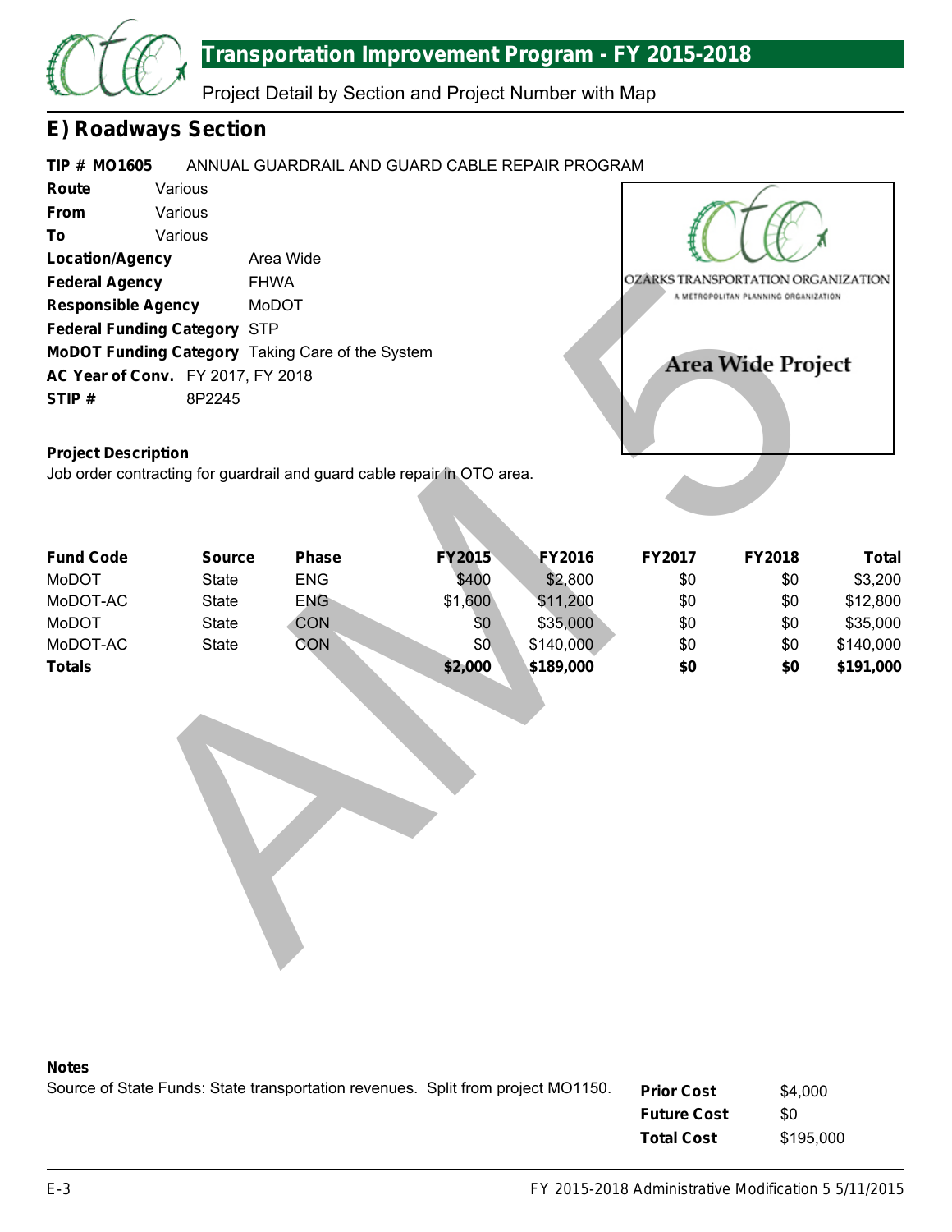# Transportation Improvement Program - FY 2015-2018

Project Detail by Section and Project Number with Map

## E) Roadways Section

**TIP # MO1605** ANNUAL GUARDRAIL AND GUARD CABLE REPAIR PROGRAM

**Route** Various
**From** Various
**To** Various
**Location/Agency** Area Wide
**Federal Agency** FHWA
**Responsible Agency** MoDOT
**Federal Funding Category** STP
**MoDOT Funding Category** Taking Care of the System
**AC Year of Conv.** FY 2017, FY 2018
**STIP #** 8P2245

OZARKS TRANSPORTATION ORGANIZATION
A METROPOLITAN PLANNING ORGANIZATION

**Area Wide Project**

**Project Description**

Job order contracting for guardrail and guard cable repair in OTO area.

| Fund Code | Source | Phase | FY2015 | FY2016 | FY2017 | FY2018 | Total |
|---|---|---|---|---|---|---|---|
| MoDOT | State | ENG | $400 | $2,800 | $0 | $0 | $3,200 |
| MoDOT-AC | State | ENG | $1,600 | $11,200 | $0 | $0 | $12,800 |
| MoDOT | State | CON | $0 | $35,000 | $0 | $0 | $35,000 |
| MoDOT-AC | State | CON | $0 | $140,000 | $0 | $0 | $140,000 |
| **Totals** | | | **$2,000** | **$189,000** | **$0** | **$0** | **$191,000** |

AM5

**Notes**

Source of State Funds: State transportation revenues. Split from project MO1150.

| | |
|---|---|
| **Prior Cost** | $4,000 |
| **Future Cost** | $0 |
| **Total Cost** | $195,000 |

FY 2015-2018 Administrative Modification 5 5/11/2015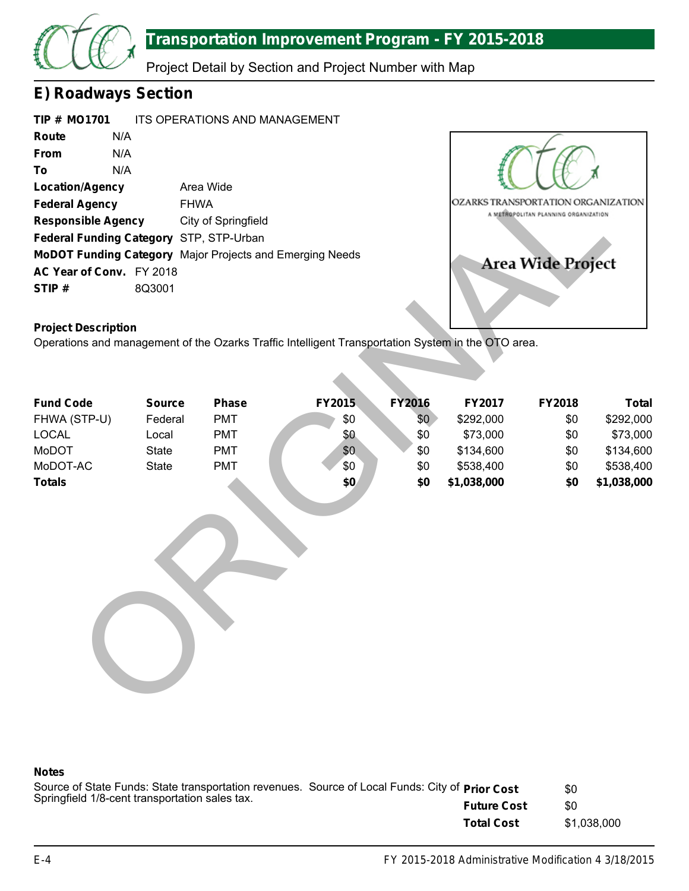# Transportation Improvement Program - FY 2015-2018

Project Detail by Section and Project Number with Map

## E) Roadways Section

**TIP # MO1701** ITS OPERATIONS AND MANAGEMENT

**Route** N/A

**From** N/A

**To** N/A

**Location/Agency** Area Wide

**Federal Agency** FHWA

**Responsible Agency** City of Springfield

**Federal Funding Category** STP, STP-Urban

**MoDOT Funding Category** Major Projects and Emerging Needs

**AC Year of Conv.** FY 2018

**STIP #** 8Q3001

OZARKS TRANSPORTATION ORGANIZATION
A METROPOLITAN PLANNING ORGANIZATION

Area Wide Project

**Project Description**

Operations and management of the Ozarks Traffic Intelligent Transportation System in the OTO area.

| Fund Code | Source | Phase | FY2015 | FY2016 | FY2017 | FY2018 | Total |
|---|---|---|---|---|---|---|---|
| FHWA (STP-U) | Federal | PMT | $0 | $0 | $292,000 | $0 | $292,000 |
| LOCAL | Local | PMT | $0 | $0 | $73,000 | $0 | $73,000 |
| MoDOT | State | PMT | $0 | $0 | $134,600 | $0 | $134,600 |
| MoDOT-AC | State | PMT | $0 | $0 | $538,400 | $0 | $538,400 |
| **Totals** | | | **$0** | **$0** | **$1,038,000** | **$0** | **$1,038,000** |

**Notes**

Source of State Funds: State transportation revenues. Source of Local Funds: City of Springfield 1/8-cent transportation sales tax.

| | |
|---|---|
| **Prior Cost** | $0 |
| **Future Cost** | $0 |
| **Total Cost** | $1,038,000 |

ORIGINAL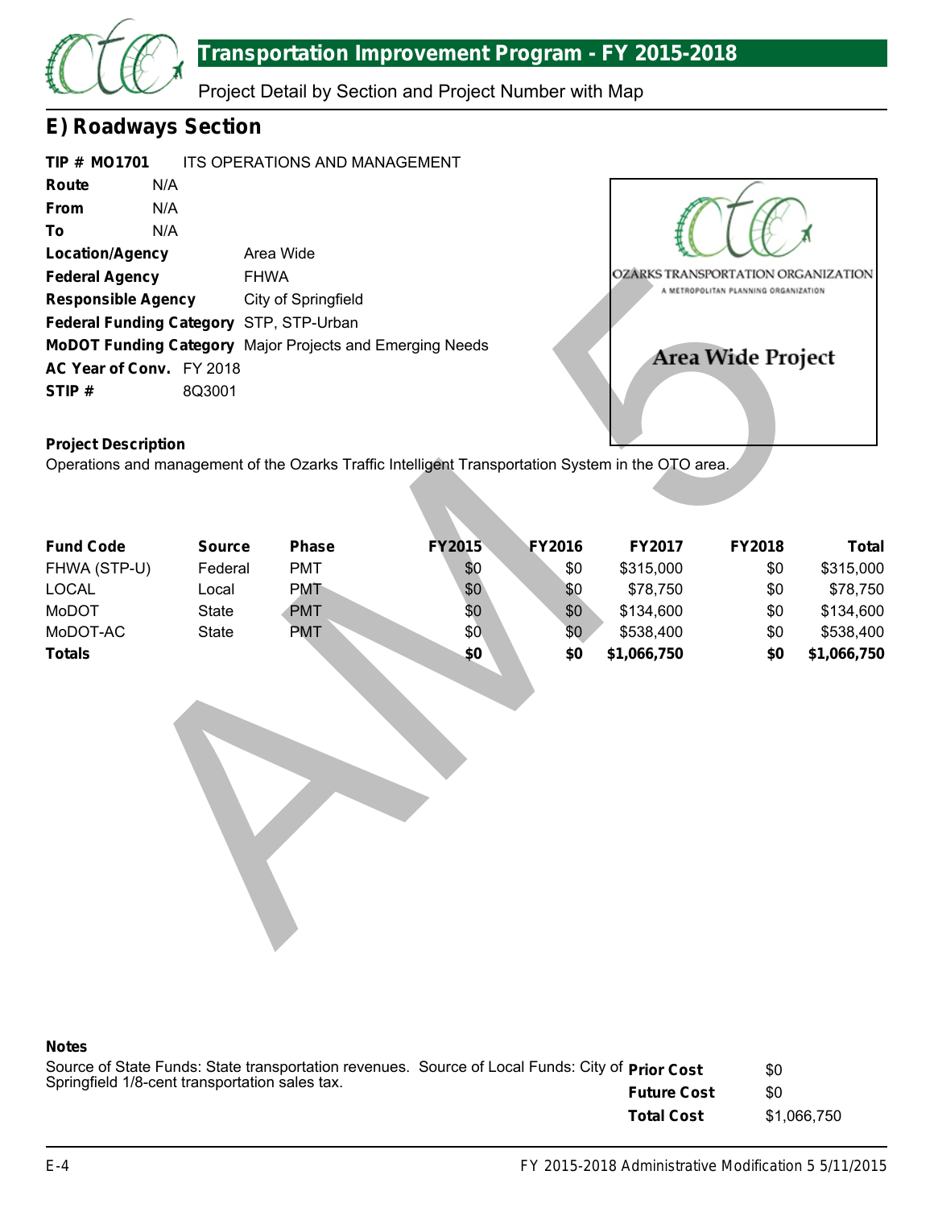## E) Roadways Section

**TIP # MO1701** ITS OPERATIONS AND MANAGEMENT

**Route** N/A
**From** N/A
**To** N/A
**Location/Agency** Area Wide
**Federal Agency** FHWA
**Responsible Agency** City of Springfield
**Federal Funding Category** STP, STP-Urban
**MoDOT Funding Category** Major Projects and Emerging Needs
**AC Year of Conv.** FY 2018
**STIP #** 8Q3001

OZARKS TRANSPORTATION ORGANIZATION
A METROPOLITAN PLANNING ORGANIZATION

**Area Wide Project**

**Project Description**

Operations and management of the Ozarks Traffic Intelligent Transportation System in the OTO area.

| Fund Code | Source | Phase | FY2015 | FY2016 | FY2017 | FY2018 | Total |
|---|---|---|---|---|---|---|---|
| FHWA (STP-U) | Federal | PMT | $0 | $0 | $315,000 | $0 | $315,000 |
| LOCAL | Local | PMT | $0 | $0 | $78,750 | $0 | $78,750 |
| MoDOT | State | PMT | $0 | $0 | $134,600 | $0 | $134,600 |
| MoDOT-AC | State | PMT | $0 | $0 | $538,400 | $0 | $538,400 |
| **Totals** | | | **$0** | **$0** | **$1,066,750** | **$0** | **$1,066,750** |

**Notes**

Source of State Funds: State transportation revenues. Source of Local Funds: City of Springfield 1/8-cent transportation sales tax.

| | |
|---|---|
| **Prior Cost** | $0 |
| **Future Cost** | $0 |
| **Total Cost** | $1,066,750 |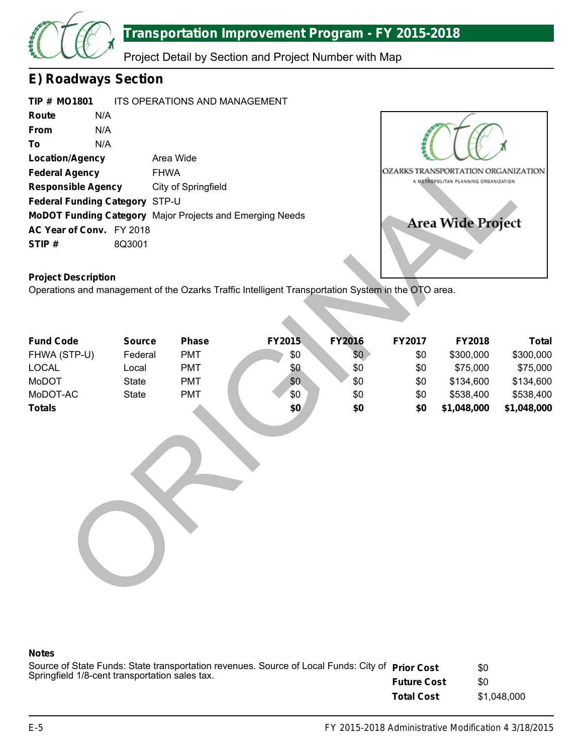# Transportation Improvement Program - FY 2015-2018

Project Detail by Section and Project Number with Map

## E) Roadways Section

**TIP # MO1801** ITS OPERATIONS AND MANAGEMENT

**Route** N/A

**From** N/A

**To** N/A

**Location/Agency** Area Wide

**Federal Agency** FHWA

**Responsible Agency** City of Springfield

**Federal Funding Category** STP-U

**MoDOT Funding Category** Major Projects and Emerging Needs

**AC Year of Conv.** FY 2018

**STIP #** 8Q3001

OZARKS TRANSPORTATION ORGANIZATION
A METROPOLITAN PLANNING ORGANIZATION

Area Wide Project

**Project Description**

Operations and management of the Ozarks Traffic Intelligent Transportation System in the OTO area.

| Fund Code | Source | Phase | FY2015 | FY2016 | FY2017 | FY2018 | Total |
|---|---|---|---|---|---|---|---|
| FHWA (STP-U) | Federal | PMT | $0 | $0 | $0 | $300,000 | $300,000 |
| LOCAL | Local | PMT | $0 | $0 | $0 | $75,000 | $75,000 |
| MoDOT | State | PMT | $0 | $0 | $0 | $134,600 | $134,600 |
| MoDOT-AC | State | PMT | $0 | $0 | $0 | $538,400 | $538,400 |
| **Totals** | | | **$0** | **$0** | **$0** | **$1,048,000** | **$1,048,000** |

**Notes**

Source of State Funds: State transportation revenues. Source of Local Funds: City of Springfield 1/8-cent transportation sales tax.

| | |
|---|---|
| **Prior Cost** | $0 |
| **Future Cost** | $0 |
| **Total Cost** | $1,048,000 |

ORIGINAL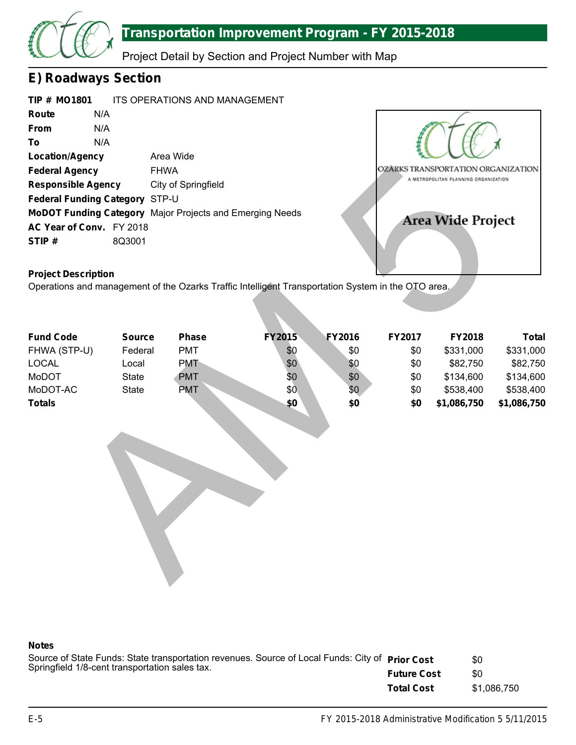## E) Roadways Section

**TIP # MO1801** ITS OPERATIONS AND MANAGEMENT

**Route** N/A
**From** N/A
**To** N/A
**Location/Agency** Area Wide
**Federal Agency** FHWA
**Responsible Agency** City of Springfield
**Federal Funding Category** STP-U
**MoDOT Funding Category** Major Projects and Emerging Needs
**AC Year of Conv.** FY 2018
**STIP #** 8Q3001

OZARKS TRANSPORTATION ORGANIZATION
A METROPOLITAN PLANNING ORGANIZATION

**Area Wide Project**

**Project Description**

Operations and management of the Ozarks Traffic Intelligent Transportation System in the OTO area.

| Fund Code | Source | Phase | FY2015 | FY2016 | FY2017 | FY2018 | Total |
|---|---|---|---|---|---|---|---|
| FHWA (STP-U) | Federal | PMT | $0 | $0 | $0 | $331,000 | $331,000 |
| LOCAL | Local | PMT | $0 | $0 | $0 | $82,750 | $82,750 |
| MoDOT | State | PMT | $0 | $0 | $0 | $134,600 | $134,600 |
| MoDOT-AC | State | PMT | $0 | $0 | $0 | $538,400 | $538,400 |
| **Totals** | | | **$0** | **$0** | **$0** | **$1,086,750** | **$1,086,750** |

**Notes**

Source of State Funds: State transportation revenues. Source of Local Funds: City of Springfield 1/8-cent transportation sales tax.

| | |
|---|---|
| **Prior Cost** | $0 |
| **Future Cost** | $0 |
| **Total Cost** | $1,086,750 |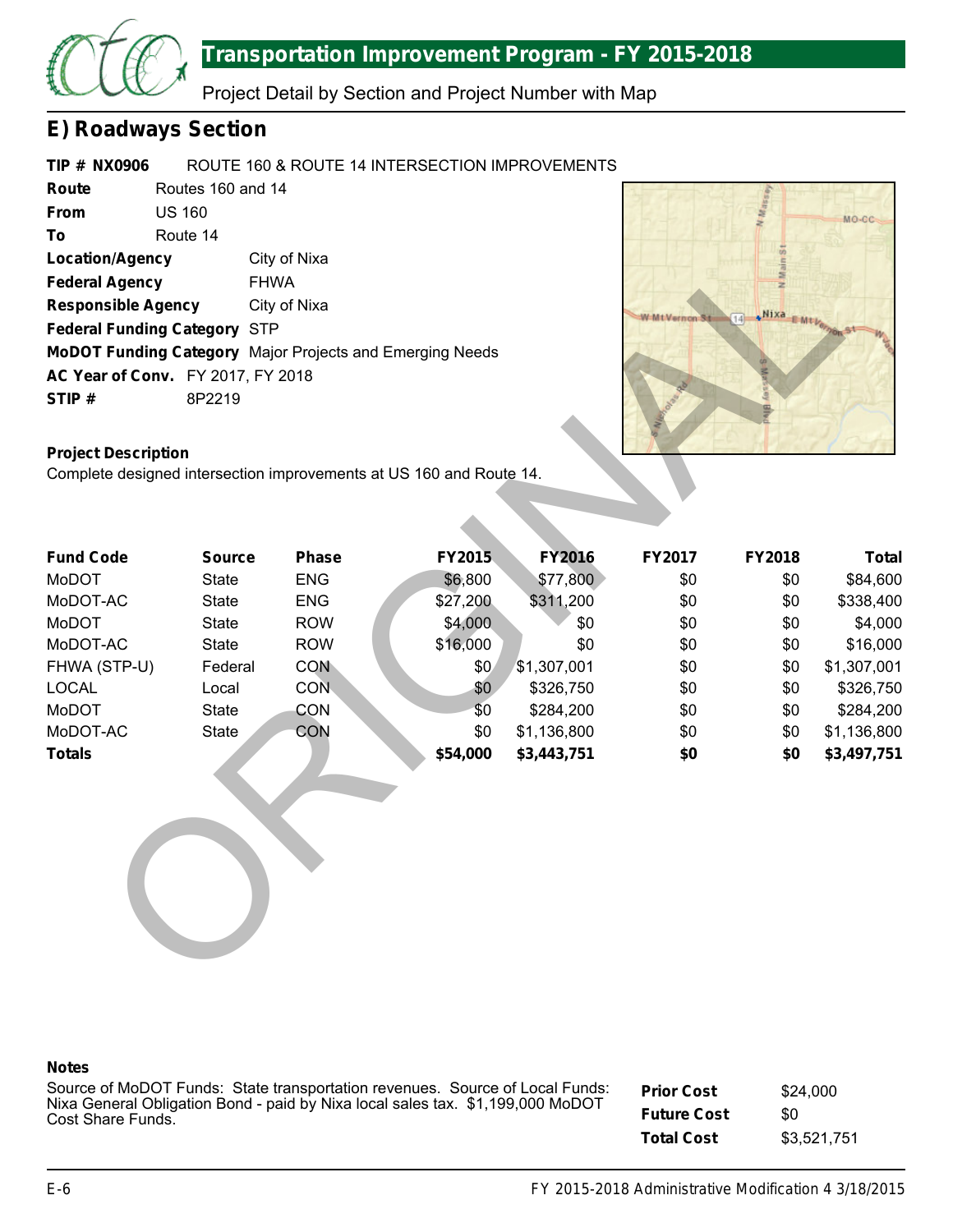# Transportation Improvement Program - FY 2015-2018

Project Detail by Section and Project Number with Map

## E) Roadways Section

**TIP # NX0906** ROUTE 160 & ROUTE 14 INTERSECTION IMPROVEMENTS

**Route** Routes 160 and 14
**From** US 160
**To** Route 14
**Location/Agency** City of Nixa
**Federal Agency** FHWA
**Responsible Agency** City of Nixa
**Federal Funding Category** STP
**MoDOT Funding Category** Major Projects and Emerging Needs
**AC Year of Conv.** FY 2017, FY 2018
**STIP #** 8P2219

**Project Description**

Complete designed intersection improvements at US 160 and Route 14.

| Fund Code | Source | Phase | FY2015 | FY2016 | FY2017 | FY2018 | Total |
|---|---|---|---|---|---|---|---|
| MoDOT | State | ENG | $6,800 | $77,800 | $0 | $0 | $84,600 |
| MoDOT-AC | State | ENG | $27,200 | $311,200 | $0 | $0 | $338,400 |
| MoDOT | State | ROW | $4,000 | $0 | $0 | $0 | $4,000 |
| MoDOT-AC | State | ROW | $16,000 | $0 | $0 | $0 | $16,000 |
| FHWA (STP-U) | Federal | CON | $0 | $1,307,001 | $0 | $0 | $1,307,001 |
| LOCAL | Local | CON | $0 | $326,750 | $0 | $0 | $326,750 |
| MoDOT | State | CON | $0 | $284,200 | $0 | $0 | $284,200 |
| MoDOT-AC | State | CON | $0 | $1,136,800 | $0 | $0 | $1,136,800 |
| **Totals** | | | **$54,000** | **$3,443,751** | **$0** | **$0** | **$3,497,751** |

**Notes**

Source of MoDOT Funds: State transportation revenues. Source of Local Funds: Nixa General Obligation Bond - paid by Nixa local sales tax. $1,199,000 MoDOT Cost Share Funds.

| | |
|---|---|
| **Prior Cost** | $24,000 |
| **Future Cost** | $0 |
| **Total Cost** | $3,521,751 |

FY 2015-2018 Administrative Modification 4 3/18/2015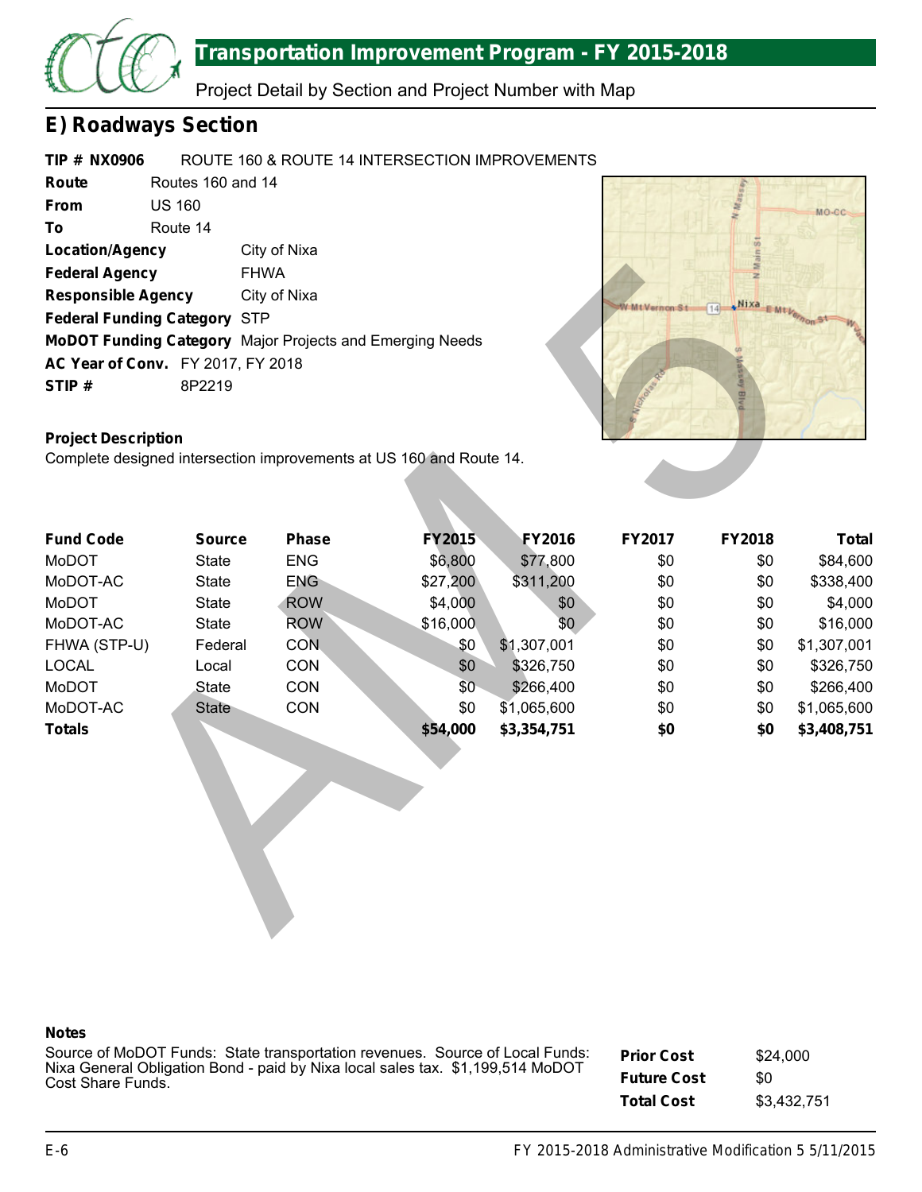# Transportation Improvement Program - FY 2015-2018

Project Detail by Section and Project Number with Map

## E) Roadways Section

**TIP # NX0906** ROUTE 160 & ROUTE 14 INTERSECTION IMPROVEMENTS

**Route** Routes 160 and 14

**From** US 160

**To** Route 14

**Location/Agency** City of Nixa

**Federal Agency** FHWA

**Responsible Agency** City of Nixa

**Federal Funding Category** STP

**MoDOT Funding Category** Major Projects and Emerging Needs

**AC Year of Conv.** FY 2017, FY 2018

**STIP #** 8P2219

**Project Description**

Complete designed intersection improvements at US 160 and Route 14.

| Fund Code | Source | Phase | FY2015 | FY2016 | FY2017 | FY2018 | Total |
|---|---|---|---|---|---|---|---|
| MoDOT | State | ENG | $6,800 | $77,800 | $0 | $0 | $84,600 |
| MoDOT-AC | State | ENG | $27,200 | $311,200 | $0 | $0 | $338,400 |
| MoDOT | State | ROW | $4,000 | $0 | $0 | $0 | $4,000 |
| MoDOT-AC | State | ROW | $16,000 | $0 | $0 | $0 | $16,000 |
| FHWA (STP-U) | Federal | CON | $0 | $1,307,001 | $0 | $0 | $1,307,001 |
| LOCAL | Local | CON | $0 | $326,750 | $0 | $0 | $326,750 |
| MoDOT | State | CON | $0 | $266,400 | $0 | $0 | $266,400 |
| MoDOT-AC | State | CON | $0 | $1,065,600 | $0 | $0 | $1,065,600 |
| **Totals** | | | **$54,000** | **$3,354,751** | **$0** | **$0** | **$3,408,751** |

**Notes**

Source of MoDOT Funds: State transportation revenues. Source of Local Funds: Nixa General Obligation Bond - paid by Nixa local sales tax. $1,199,514 MoDOT Cost Share Funds.

| | |
|---|---|
| **Prior Cost** | $24,000 |
| **Future Cost** | $0 |
| **Total Cost** | $3,432,751 |

FY 2015-2018 Administrative Modification 5 5/11/2015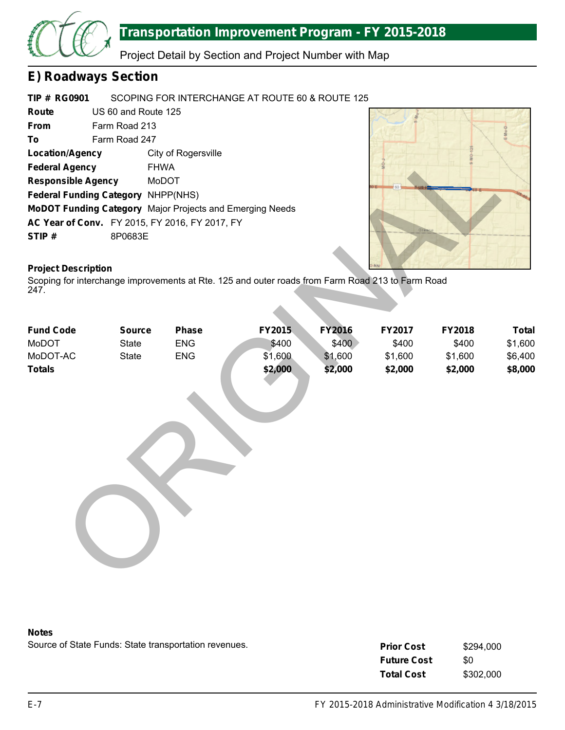# Transportation Improvement Program - FY 2015-2018

Project Detail by Section and Project Number with Map

## E) Roadways Section

**TIP # RG0901** SCOPING FOR INTERCHANGE AT ROUTE 60 & ROUTE 125

**Route** US 60 and Route 125

**From** Farm Road 213

**To** Farm Road 247

**Location/Agency** City of Rogersville

**Federal Agency** FHWA

**Responsible Agency** MoDOT

**Federal Funding Category** NHPP(NHS)

**MoDOT Funding Category** Major Projects and Emerging Needs

**AC Year of Conv.** FY 2015, FY 2016, FY 2017, FY

**STIP #** 8P0683E

**Project Description**

Scoping for interchange improvements at Rte. 125 and outer roads from Farm Road 213 to Farm Road 247.

| Fund Code | Source | Phase | FY2015 | FY2016 | FY2017 | FY2018 | Total |
|---|---|---|---|---|---|---|---|
| MoDOT | State | ENG | $400 | $400 | $400 | $400 | $1,600 |
| MoDOT-AC | State | ENG | $1,600 | $1,600 | $1,600 | $1,600 | $6,400 |
| **Totals** | | | **$2,000** | **$2,000** | **$2,000** | **$2,000** | **$8,000** |

**Notes**

Source of State Funds: State transportation revenues.

| | |
|---|---|
| **Prior Cost** | $294,000 |
| **Future Cost** | $0 |
| **Total Cost** | $302,000 |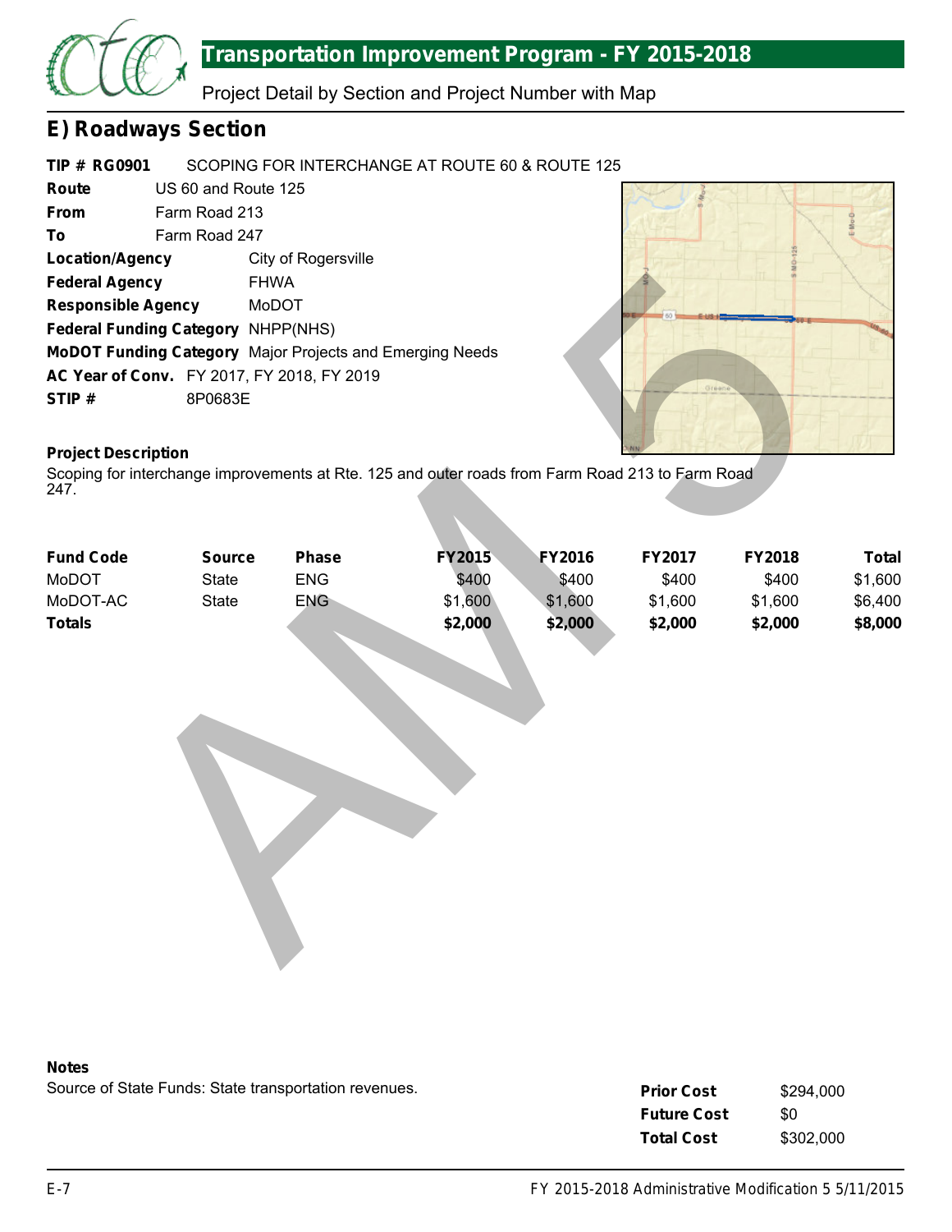## E) Roadways Section

**TIP # RG0901** SCOPING FOR INTERCHANGE AT ROUTE 60 & ROUTE 125

**Route** US 60 and Route 125
**From** Farm Road 213
**To** Farm Road 247
**Location/Agency** City of Rogersville
**Federal Agency** FHWA
**Responsible Agency** MoDOT
**Federal Funding Category** NHPP(NHS)
**MoDOT Funding Category** Major Projects and Emerging Needs
**AC Year of Conv.** FY 2017, FY 2018, FY 2019
**STIP #** 8P0683E

**Project Description**

Scoping for interchange improvements at Rte. 125 and outer roads from Farm Road 213 to Farm Road 247.

| Fund Code | Source | Phase | FY2015 | FY2016 | FY2017 | FY2018 | Total |
|---|---|---|---|---|---|---|---|
| MoDOT | State | ENG | $400 | $400 | $400 | $400 | $1,600 |
| MoDOT-AC | State | ENG | $1,600 | $1,600 | $1,600 | $1,600 | $6,400 |
| **Totals** | | | **$2,000** | **$2,000** | **$2,000** | **$2,000** | **$8,000** |

**Notes**

Source of State Funds: State transportation revenues.

| | |
|---|---|
| **Prior Cost** | $294,000 |
| **Future Cost** | $0 |
| **Total Cost** | $302,000 |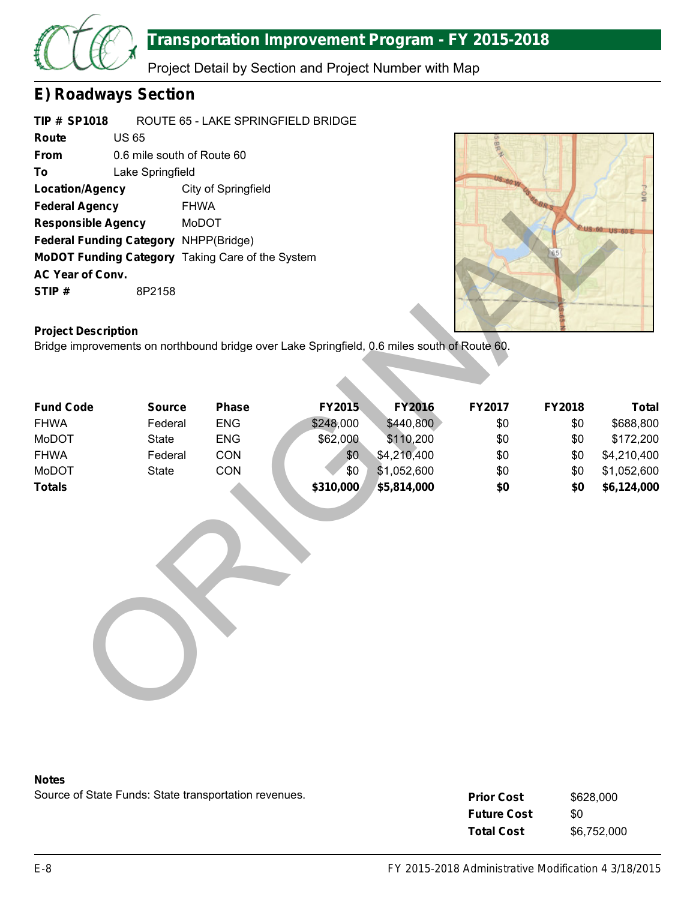## E) Roadways Section

**TIP # SP1018** ROUTE 65 - LAKE SPRINGFIELD BRIDGE

**Route** US 65

**From** 0.6 mile south of Route 60

**To** Lake Springfield

**Location/Agency** City of Springfield

**Federal Agency** FHWA

**Responsible Agency** MoDOT

**Federal Funding Category** NHPP(Bridge)

**MoDOT Funding Category** Taking Care of the System

**AC Year of Conv.**

**STIP #** 8P2158

**Project Description**

Bridge improvements on northbound bridge over Lake Springfield, 0.6 miles south of Route 60.

| Fund Code | Source | Phase | FY2015 | FY2016 | FY2017 | FY2018 | Total |
|---|---|---|---|---|---|---|---|
| FHWA | Federal | ENG | $248,000 | $440,800 | $0 | $0 | $688,800 |
| MoDOT | State | ENG | $62,000 | $110,200 | $0 | $0 | $172,200 |
| FHWA | Federal | CON | $0 | $4,210,400 | $0 | $0 | $4,210,400 |
| MoDOT | State | CON | $0 | $1,052,600 | $0 | $0 | $1,052,600 |
| **Totals** | | | **$310,000** | **$5,814,000** | **$0** | **$0** | **$6,124,000** |

**Notes**

Source of State Funds: State transportation revenues.

| | |
|---|---|
| **Prior Cost** | $628,000 |
| **Future Cost** | $0 |
| **Total Cost** | $6,752,000 |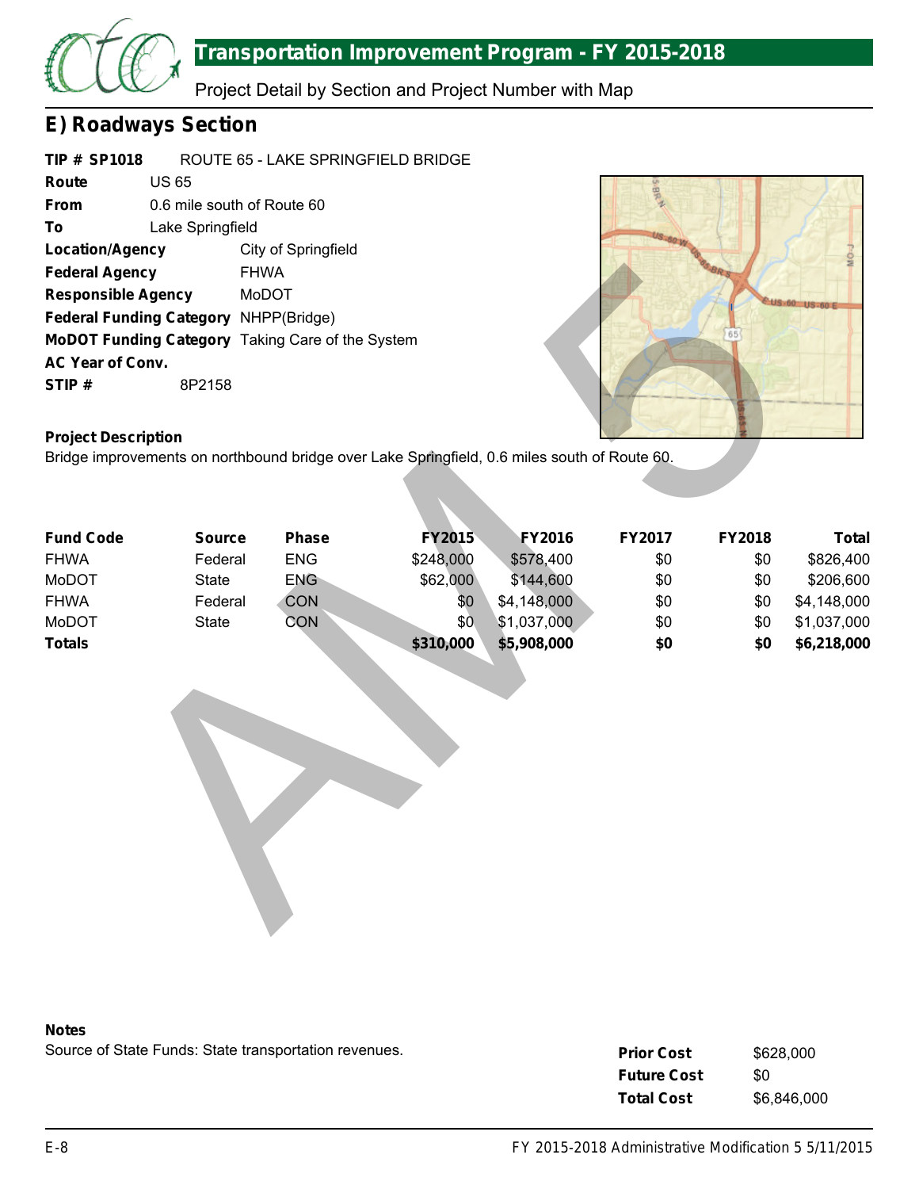# Transportation Improvement Program - FY 2015-2018

Project Detail by Section and Project Number with Map

## E) Roadways Section

**TIP # SP1018** ROUTE 65 - LAKE SPRINGFIELD BRIDGE

**Route** US 65

**From** 0.6 mile south of Route 60

**To** Lake Springfield

**Location/Agency** City of Springfield

**Federal Agency** FHWA

**Responsible Agency** MoDOT

**Federal Funding Category** NHPP(Bridge)

**MoDOT Funding Category** Taking Care of the System

**AC Year of Conv.**

**STIP #** 8P2158

**Project Description**

Bridge improvements on northbound bridge over Lake Springfield, 0.6 miles south of Route 60.

| Fund Code | Source | Phase | FY2015 | FY2016 | FY2017 | FY2018 | Total |
|---|---|---|---|---|---|---|---|
| FHWA | Federal | ENG | $248,000 | $578,400 | $0 | $0 | $826,400 |
| MoDOT | State | ENG | $62,000 | $144,600 | $0 | $0 | $206,600 |
| FHWA | Federal | CON | $0 | $4,148,000 | $0 | $0 | $4,148,000 |
| MoDOT | State | CON | $0 | $1,037,000 | $0 | $0 | $1,037,000 |
| **Totals** | | | **$310,000** | **$5,908,000** | **$0** | **$0** | **$6,218,000** |

**Notes**

Source of State Funds: State transportation revenues.

| | |
|---|---|
| **Prior Cost** | $628,000 |
| **Future Cost** | $0 |
| **Total Cost** | $6,846,000 |

FY 2015-2018 Administrative Modification 5 5/11/2015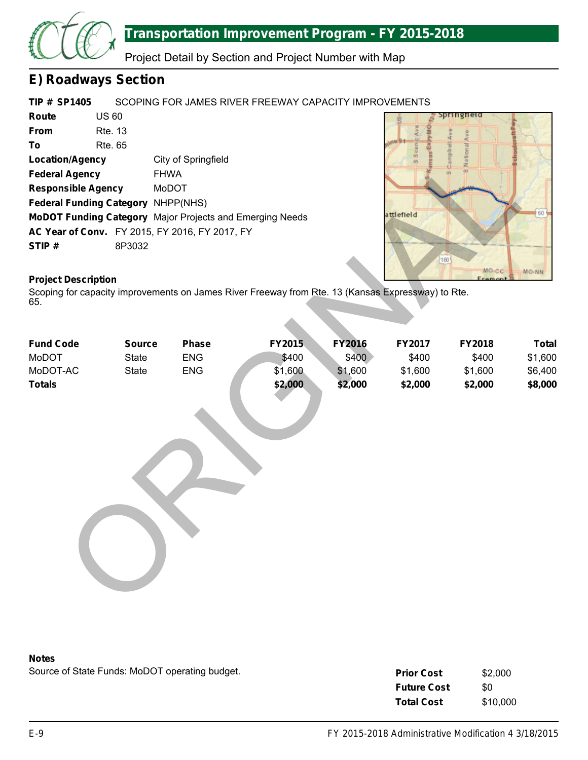# Transportation Improvement Program - FY 2015-2018

Project Detail by Section and Project Number with Map

## E) Roadways Section

**TIP # SP1405** SCOPING FOR JAMES RIVER FREEWAY CAPACITY IMPROVEMENTS

**Route** US 60
**From** Rte. 13
**To** Rte. 65
**Location/Agency** City of Springfield
**Federal Agency** FHWA
**Responsible Agency** MoDOT
**Federal Funding Category** NHPP(NHS)
**MoDOT Funding Category** Major Projects and Emerging Needs
**AC Year of Conv.** FY 2015, FY 2016, FY 2017, FY
**STIP #** 8P3032

**Project Description**

Scoping for capacity improvements on James River Freeway from Rte. 13 (Kansas Expressway) to Rte. 65.

| Fund Code | Source | Phase | FY2015 | FY2016 | FY2017 | FY2018 | Total |
|---|---|---|---|---|---|---|---|
| MoDOT | State | ENG | $400 | $400 | $400 | $400 | $1,600 |
| MoDOT-AC | State | ENG | $1,600 | $1,600 | $1,600 | $1,600 | $6,400 |
| **Totals** | | | **$2,000** | **$2,000** | **$2,000** | **$2,000** | **$8,000** |

**Notes**

Source of State Funds: MoDOT operating budget.

| | |
|---|---|
| **Prior Cost** | $2,000 |
| **Future Cost** | $0 |
| **Total Cost** | $10,000 |

FY 2015-2018 Administrative Modification 4 3/18/2015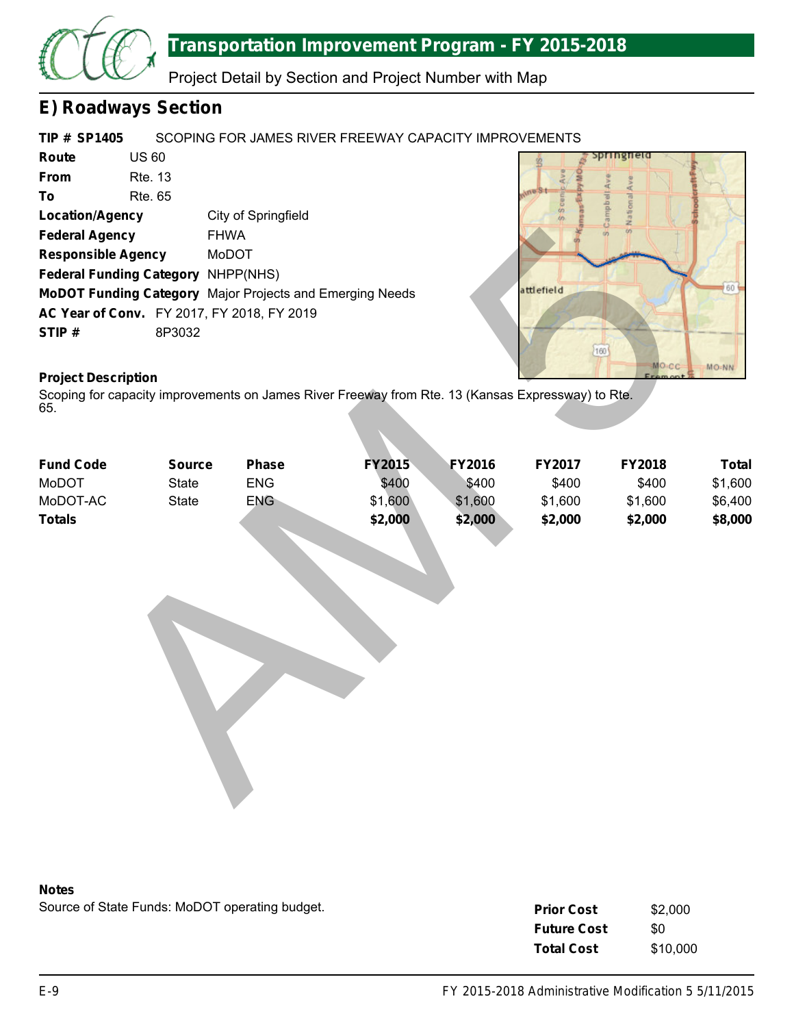# Transportation Improvement Program - FY 2015-2018

Project Detail by Section and Project Number with Map

## E) Roadways Section

**TIP # SP1405** SCOPING FOR JAMES RIVER FREEWAY CAPACITY IMPROVEMENTS

**Route** US 60

**From** Rte. 13

**To** Rte. 65

**Location/Agency** City of Springfield

**Federal Agency** FHWA

**Responsible Agency** MoDOT

**Federal Funding Category** NHPP(NHS)

**MoDOT Funding Category** Major Projects and Emerging Needs

**AC Year of Conv.** FY 2017, FY 2018, FY 2019

**STIP #** 8P3032

**Project Description**

Scoping for capacity improvements on James River Freeway from Rte. 13 (Kansas Expressway) to Rte. 65.

| Fund Code | Source | Phase | FY2015 | FY2016 | FY2017 | FY2018 | Total |
|---|---|---|---|---|---|---|---|
| MoDOT | State | ENG | $400 | $400 | $400 | $400 | $1,600 |
| MoDOT-AC | State | ENG | $1,600 | $1,600 | $1,600 | $1,600 | $6,400 |
| **Totals** | | | **$2,000** | **$2,000** | **$2,000** | **$2,000** | **$8,000** |

**Notes**

Source of State Funds: MoDOT operating budget.

| | |
|---|---|
| **Prior Cost** | $2,000 |
| **Future Cost** | $0 |
| **Total Cost** | $10,000 |

FY 2015-2018 Administrative Modification 5 5/11/2015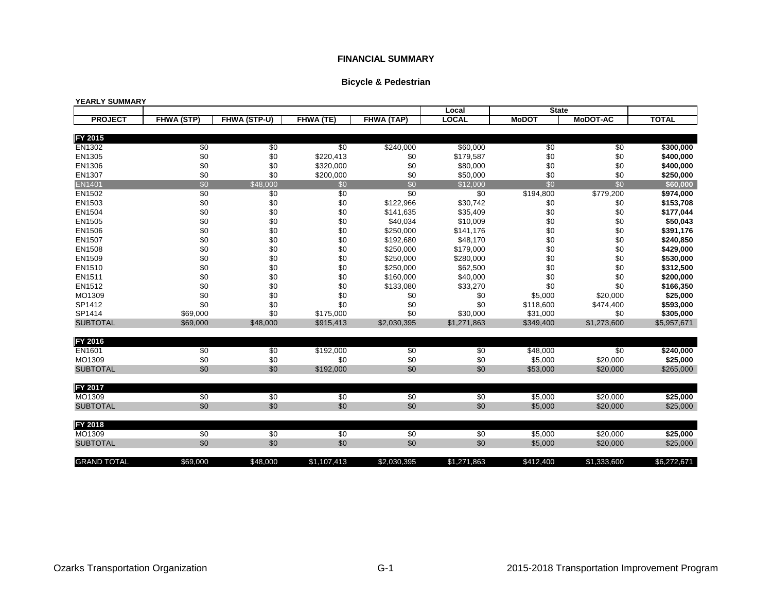**FINANCIAL SUMMARY**

**Bicycle & Pedestrian**

**YEARLY SUMMARY**

| | | | | | Local | State | | |
|---|---|---|---|---|---|---|---|---|
| **PROJECT** | **FHWA (STP)** | **FHWA (STP-U)** | **FHWA (TE)** | **FHWA (TAP)** | **LOCAL** | **MoDOT** | **MoDOT-AC** | **TOTAL** |
| **FY 2015** | | | | | | | | |
| EN1302 | $0 | $0 | $0 | $240,000 | $60,000 | $0 | $0 | **$300,000** |
| EN1305 | $0 | $0 | $220,413 | $0 | $179,587 | $0 | $0 | **$400,000** |
| EN1306 | $0 | $0 | $320,000 | $0 | $80,000 | $0 | $0 | **$400,000** |
| EN1307 | $0 | $0 | $200,000 | $0 | $50,000 | $0 | $0 | **$250,000** |
| EN1401 | $0 | $48,000 | $0 | $0 | $12,000 | $0 | $0 | **$60,000** |
| EN1502 | $0 | $0 | $0 | $0 | $0 | $194,800 | $779,200 | **$974,000** |
| EN1503 | $0 | $0 | $0 | $122,966 | $30,742 | $0 | $0 | **$153,708** |
| EN1504 | $0 | $0 | $0 | $141,635 | $35,409 | $0 | $0 | **$177,044** |
| EN1505 | $0 | $0 | $0 | $40,034 | $10,009 | $0 | $0 | **$50,043** |
| EN1506 | $0 | $0 | $0 | $250,000 | $141,176 | $0 | $0 | **$391,176** |
| EN1507 | $0 | $0 | $0 | $192,680 | $48,170 | $0 | $0 | **$240,850** |
| EN1508 | $0 | $0 | $0 | $250,000 | $179,000 | $0 | $0 | **$429,000** |
| EN1509 | $0 | $0 | $0 | $250,000 | $280,000 | $0 | $0 | **$530,000** |
| EN1510 | $0 | $0 | $0 | $250,000 | $62,500 | $0 | $0 | **$312,500** |
| EN1511 | $0 | $0 | $0 | $160,000 | $40,000 | $0 | $0 | **$200,000** |
| EN1512 | $0 | $0 | $0 | $133,080 | $33,270 | $0 | $0 | **$166,350** |
| MO1309 | $0 | $0 | $0 | $0 | $0 | $5,000 | $20,000 | **$25,000** |
| SP1412 | $0 | $0 | $0 | $0 | $0 | $118,600 | $474,400 | **$593,000** |
| SP1414 | $69,000 | $0 | $175,000 | $0 | $30,000 | $31,000 | $0 | **$305,000** |
| SUBTOTAL | $69,000 | $48,000 | $915,413 | $2,030,395 | $1,271,863 | $349,400 | $1,273,600 | $5,957,671 |
| **FY 2016** | | | | | | | | |
| EN1601 | $0 | $0 | $192,000 | $0 | $0 | $48,000 | $0 | **$240,000** |
| MO1309 | $0 | $0 | $0 | $0 | $0 | $5,000 | $20,000 | **$25,000** |
| SUBTOTAL | $0 | $0 | $192,000 | $0 | $0 | $53,000 | $20,000 | $265,000 |
| **FY 2017** | | | | | | | | |
| MO1309 | $0 | $0 | $0 | $0 | $0 | $5,000 | $20,000 | **$25,000** |
| SUBTOTAL | $0 | $0 | $0 | $0 | $0 | $5,000 | $20,000 | $25,000 |
| **FY 2018** | | | | | | | | |
| MO1309 | $0 | $0 | $0 | $0 | $0 | $5,000 | $20,000 | **$25,000** |
| SUBTOTAL | $0 | $0 | $0 | $0 | $0 | $5,000 | $20,000 | $25,000 |
| GRAND TOTAL | $69,000 | $48,000 | $1,107,413 | $2,030,395 | $1,271,863 | $412,400 | $1,333,600 | $6,272,671 |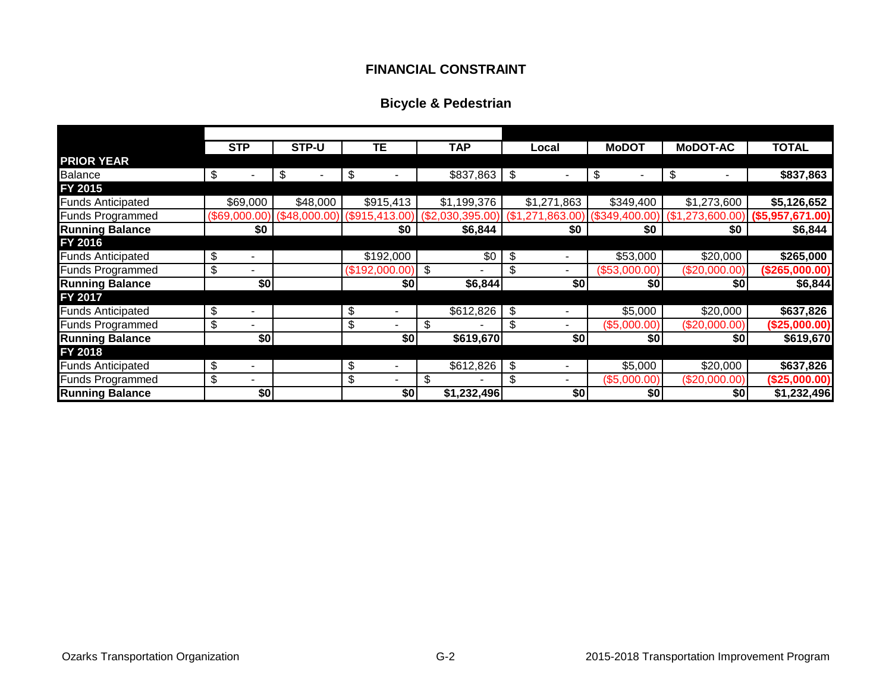## FINANCIAL CONSTRAINT

### Bicycle & Pedestrian

| | STP | STP-U | TE | TAP | Local | MoDOT | MoDOT-AC | TOTAL |
|---|---|---|---|---|---|---|---|---|
| **PRIOR YEAR** | | | | | | | | |
| Balance | $ - | $ - | $ - | $837,863 | $ - | $ - | $ - | **$837,863** |
| **FY 2015** | | | | | | | | |
| Funds Anticipated | $69,000 | $48,000 | $915,413 | $1,199,376 | $1,271,863 | $349,400 | $1,273,600 | **$5,126,652** |
| Funds Programmed | ($69,000.00) | ($48,000.00) | ($915,413.00) | ($2,030,395.00) | ($1,271,863.00) | ($349,400.00) | ($1,273,600.00) | **($5,957,671.00)** |
| **Running Balance** | **$0** | | **$0** | **$6,844** | **$0** | **$0** | **$0** | **$6,844** |
| **FY 2016** | | | | | | | | |
| Funds Anticipated | $ - | | $192,000 | $0 | $ - | $53,000 | $20,000 | **$265,000** |
| Funds Programmed | $ - | | ($192,000.00) | $ - | $ - | ($53,000.00) | ($20,000.00) | **($265,000.00)** |
| **Running Balance** | **$0** | | **$0** | **$6,844** | **$0** | **$0** | **$0** | **$6,844** |
| **FY 2017** | | | | | | | | |
| Funds Anticipated | $ - | | $ - | $612,826 | $ - | $5,000 | $20,000 | **$637,826** |
| Funds Programmed | $ - | | $ - | $ - | $ - | ($5,000.00) | ($20,000.00) | **($25,000.00)** |
| **Running Balance** | **$0** | | **$0** | **$619,670** | **$0** | **$0** | **$0** | **$619,670** |
| **FY 2018** | | | | | | | | |
| Funds Anticipated | $ - | | $ - | $612,826 | $ - | $5,000 | $20,000 | **$637,826** |
| Funds Programmed | $ - | | $ - | $ - | $ - | ($5,000.00) | ($20,000.00) | **($25,000.00)** |
| **Running Balance** | **$0** | | **$0** | **$1,232,496** | **$0** | **$0** | **$0** | **$1,232,496** |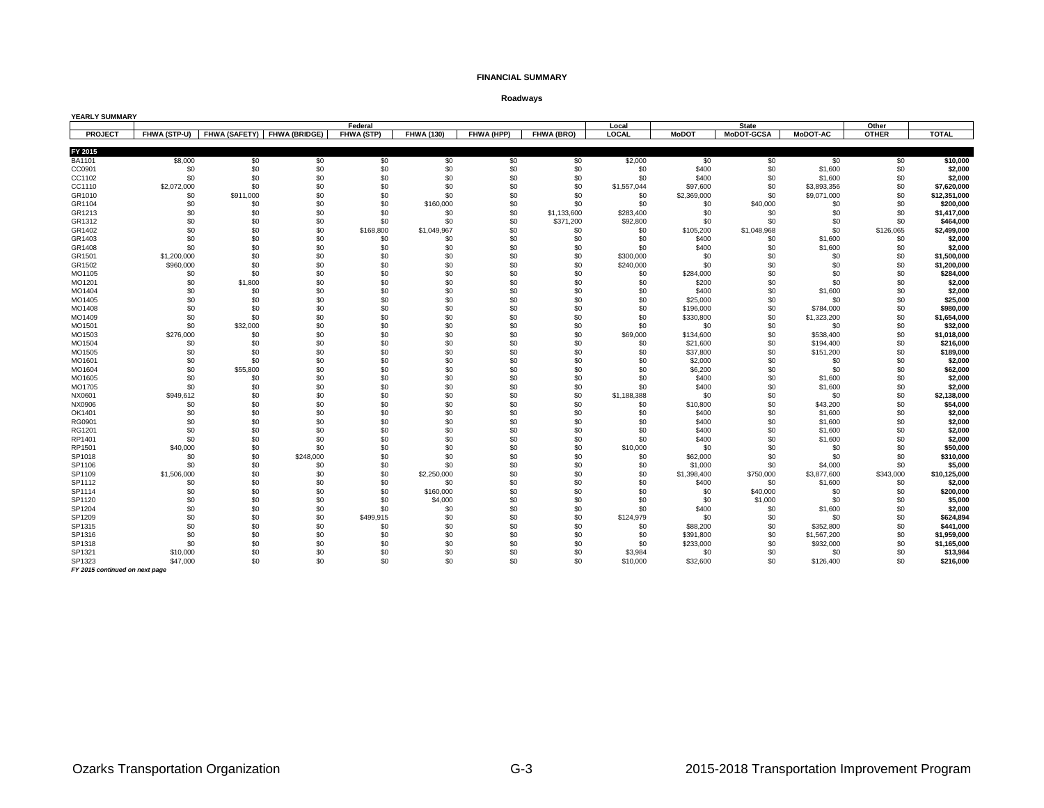**FINANCIAL SUMMARY**

**Roadways**

**YEARLY SUMMARY**

| | Federal | | | | | | | Local | State | | | Other | |
|---|---|---|---|---|---|---|---|---|---|---|---|---|---|
| PROJECT | FHWA (STP-U) | FHWA (SAFETY) | FHWA (BRIDGE) | FHWA (STP) | FHWA (130) | FHWA (HPP) | FHWA (BRO) | LOCAL | MoDOT | MoDOT-GCSA | MoDOT-AC | OTHER | TOTAL |
| **FY 2015** | | | | | | | | | | | | | |
| BA1101 | $8,000 | $0 | $0 | $0 | $0 | $0 | $0 | $2,000 | $0 | $0 | $0 | $0 | **$10,000** |
| CC0901 | $0 | $0 | $0 | $0 | $0 | $0 | $0 | $0 | $400 | $0 | $1,600 | $0 | **$2,000** |
| CC1102 | $0 | $0 | $0 | $0 | $0 | $0 | $0 | $0 | $400 | $0 | $1,600 | $0 | **$2,000** |
| CC1110 | $2,072,000 | $0 | $0 | $0 | $0 | $0 | $0 | $1,557,044 | $97,600 | $0 | $3,893,356 | $0 | **$7,620,000** |
| GR1010 | $0 | $911,000 | $0 | $0 | $0 | $0 | $0 | $0 | $2,369,000 | $0 | $9,071,000 | $0 | **$12,351,000** |
| GR1104 | $0 | $0 | $0 | $0 | $160,000 | $0 | $0 | $0 | $0 | $40,000 | $0 | $0 | **$200,000** |
| GR1213 | $0 | $0 | $0 | $0 | $0 | $0 | $1,133,600 | $283,400 | $0 | $0 | $0 | $0 | **$1,417,000** |
| GR1312 | $0 | $0 | $0 | $0 | $0 | $0 | $371,200 | $92,800 | $0 | $0 | $0 | $0 | **$464,000** |
| GR1402 | $0 | $0 | $0 | $168,800 | $1,049,967 | $0 | $0 | $0 | $105,200 | $1,048,968 | $0 | $126,065 | **$2,499,000** |
| GR1403 | $0 | $0 | $0 | $0 | $0 | $0 | $0 | $0 | $400 | $0 | $1,600 | $0 | **$2,000** |
| GR1408 | $0 | $0 | $0 | $0 | $0 | $0 | $0 | $0 | $400 | $0 | $1,600 | $0 | **$2,000** |
| GR1501 | $1,200,000 | $0 | $0 | $0 | $0 | $0 | $0 | $300,000 | $0 | $0 | $0 | $0 | **$1,500,000** |
| GR1502 | $960,000 | $0 | $0 | $0 | $0 | $0 | $0 | $240,000 | $0 | $0 | $0 | $0 | **$1,200,000** |
| MO1105 | $0 | $0 | $0 | $0 | $0 | $0 | $0 | $0 | $284,000 | $0 | $0 | $0 | **$284,000** |
| MO1201 | $0 | $1,800 | $0 | $0 | $0 | $0 | $0 | $0 | $200 | $0 | $0 | $0 | **$2,000** |
| MO1404 | $0 | $0 | $0 | $0 | $0 | $0 | $0 | $0 | $400 | $0 | $1,600 | $0 | **$2,000** |
| MO1405 | $0 | $0 | $0 | $0 | $0 | $0 | $0 | $0 | $25,000 | $0 | $0 | $0 | **$25,000** |
| MO1408 | $0 | $0 | $0 | $0 | $0 | $0 | $0 | $0 | $196,000 | $0 | $784,000 | $0 | **$980,000** |
| MO1409 | $0 | $0 | $0 | $0 | $0 | $0 | $0 | $0 | $330,800 | $0 | $1,323,200 | $0 | **$1,654,000** |
| MO1501 | $0 | $32,000 | $0 | $0 | $0 | $0 | $0 | $0 | $0 | $0 | $0 | $0 | **$32,000** |
| MO1503 | $276,000 | $0 | $0 | $0 | $0 | $0 | $0 | $69,000 | $134,600 | $0 | $538,400 | $0 | **$1,018,000** |
| MO1504 | $0 | $0 | $0 | $0 | $0 | $0 | $0 | $0 | $21,600 | $0 | $194,400 | $0 | **$216,000** |
| MO1505 | $0 | $0 | $0 | $0 | $0 | $0 | $0 | $0 | $37,800 | $0 | $151,200 | $0 | **$189,000** |
| MO1601 | $0 | $0 | $0 | $0 | $0 | $0 | $0 | $0 | $2,000 | $0 | $0 | $0 | **$2,000** |
| MO1604 | $0 | $55,800 | $0 | $0 | $0 | $0 | $0 | $0 | $6,200 | $0 | $0 | $0 | **$62,000** |
| MO1605 | $0 | $0 | $0 | $0 | $0 | $0 | $0 | $0 | $400 | $0 | $1,600 | $0 | **$2,000** |
| MO1705 | $0 | $0 | $0 | $0 | $0 | $0 | $0 | $0 | $400 | $0 | $1,600 | $0 | **$2,000** |
| NX0601 | $949,612 | $0 | $0 | $0 | $0 | $0 | $0 | $1,188,388 | $0 | $0 | $0 | $0 | **$2,138,000** |
| NX0906 | $0 | $0 | $0 | $0 | $0 | $0 | $0 | $0 | $10,800 | $0 | $43,200 | $0 | **$54,000** |
| OK1401 | $0 | $0 | $0 | $0 | $0 | $0 | $0 | $0 | $400 | $0 | $1,600 | $0 | **$2,000** |
| RG0901 | $0 | $0 | $0 | $0 | $0 | $0 | $0 | $0 | $400 | $0 | $1,600 | $0 | **$2,000** |
| RG1201 | $0 | $0 | $0 | $0 | $0 | $0 | $0 | $0 | $400 | $0 | $1,600 | $0 | **$2,000** |
| RP1401 | $0 | $0 | $0 | $0 | $0 | $0 | $0 | $0 | $400 | $0 | $1,600 | $0 | **$2,000** |
| RP1501 | $40,000 | $0 | $0 | $0 | $0 | $0 | $0 | $10,000 | $0 | $0 | $0 | $0 | **$50,000** |
| SP1018 | $0 | $0 | $248,000 | $0 | $0 | $0 | $0 | $0 | $62,000 | $0 | $0 | $0 | **$310,000** |
| SP1106 | $0 | $0 | $0 | $0 | $0 | $0 | $0 | $0 | $1,000 | $0 | $4,000 | $0 | **$5,000** |
| SP1109 | $1,506,000 | $0 | $0 | $0 | $2,250,000 | $0 | $0 | $0 | $1,398,400 | $750,000 | $3,877,600 | $343,000 | **$10,125,000** |
| SP1112 | $0 | $0 | $0 | $0 | $0 | $0 | $0 | $0 | $400 | $0 | $1,600 | $0 | **$2,000** |
| SP1114 | $0 | $0 | $0 | $0 | $160,000 | $0 | $0 | $0 | $0 | $40,000 | $0 | $0 | **$200,000** |
| SP1120 | $0 | $0 | $0 | $0 | $4,000 | $0 | $0 | $0 | $0 | $1,000 | $0 | $0 | **$5,000** |
| SP1204 | $0 | $0 | $0 | $0 | $0 | $0 | $0 | $0 | $400 | $0 | $1,600 | $0 | **$2,000** |
| SP1209 | $0 | $0 | $0 | $499,915 | $0 | $0 | $0 | $124,979 | $0 | $0 | $0 | $0 | **$624,894** |
| SP1315 | $0 | $0 | $0 | $0 | $0 | $0 | $0 | $0 | $88,200 | $0 | $352,800 | $0 | **$441,000** |
| SP1316 | $0 | $0 | $0 | $0 | $0 | $0 | $0 | $0 | $391,800 | $0 | $1,567,200 | $0 | **$1,959,000** |
| SP1318 | $0 | $0 | $0 | $0 | $0 | $0 | $0 | $0 | $233,000 | $0 | $932,000 | $0 | **$1,165,000** |
| SP1321 | $10,000 | $0 | $0 | $0 | $0 | $0 | $0 | $3,984 | $0 | $0 | $0 | $0 | **$13,984** |
| SP1323 | $47,000 | $0 | $0 | $0 | $0 | $0 | $0 | $10,000 | $32,600 | $0 | $126,400 | $0 | **$216,000** |

*FY 2015 continued on next page*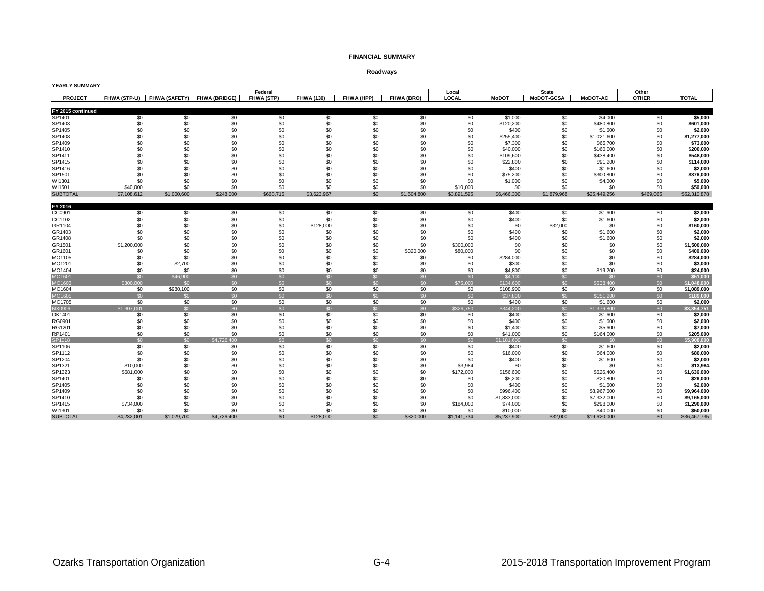**FINANCIAL SUMMARY**

**Roadways**

**YEARLY SUMMARY**

| | Federal | | | | | | | Local | State | | | Other | |
|---|---|---|---|---|---|---|---|---|---|---|---|---|---|
| **PROJECT** | **FHWA (STP-U)** | **FHWA (SAFETY)** | **FHWA (BRIDGE)** | **FHWA (STP)** | **FHWA (130)** | **FHWA (HPP)** | **FHWA (BRO)** | **LOCAL** | **MoDOT** | **MoDOT-GCSA** | **MoDOT-AC** | **OTHER** | **TOTAL** |
| **FY 2015 continued** | | | | | | | | | | | | | |
| SP1401 | $0 | $0 | $0 | $0 | $0 | $0 | $0 | $0 | $1,000 | $0 | $4,000 | $0 | **$5,000** |
| SP1403 | $0 | $0 | $0 | $0 | $0 | $0 | $0 | $0 | $120,200 | $0 | $480,800 | $0 | **$601,000** |
| SP1405 | $0 | $0 | $0 | $0 | $0 | $0 | $0 | $0 | $400 | $0 | $1,600 | $0 | **$2,000** |
| SP1408 | $0 | $0 | $0 | $0 | $0 | $0 | $0 | $0 | $255,400 | $0 | $1,021,600 | $0 | **$1,277,000** |
| SP1409 | $0 | $0 | $0 | $0 | $0 | $0 | $0 | $0 | $7,300 | $0 | $65,700 | $0 | **$73,000** |
| SP1410 | $0 | $0 | $0 | $0 | $0 | $0 | $0 | $0 | $40,000 | $0 | $160,000 | $0 | **$200,000** |
| SP1411 | $0 | $0 | $0 | $0 | $0 | $0 | $0 | $0 | $109,600 | $0 | $438,400 | $0 | **$548,000** |
| SP1415 | $0 | $0 | $0 | $0 | $0 | $0 | $0 | $0 | $22,800 | $0 | $91,200 | $0 | **$114,000** |
| SP1416 | $0 | $0 | $0 | $0 | $0 | $0 | $0 | $0 | $400 | $0 | $1,600 | $0 | **$2,000** |
| SP1501 | $0 | $0 | $0 | $0 | $0 | $0 | $0 | $0 | $75,200 | $0 | $300,800 | $0 | **$376,000** |
| WI1301 | $0 | $0 | $0 | $0 | $0 | $0 | $0 | $0 | $1,000 | $0 | $4,000 | $0 | **$5,000** |
| WI1501 | $40,000 | $0 | $0 | $0 | $0 | $0 | $0 | $10,000 | $0 | $0 | $0 | $0 | **$50,000** |
| SUBTOTAL | $7,108,612 | $1,000,600 | $248,000 | $668,715 | $3,623,967 | $0 | $1,504,800 | $3,891,595 | $6,466,300 | $1,879,968 | $25,449,256 | $469,065 | $52,310,878 |
| **FY 2016** | | | | | | | | | | | | | |
| CC0901 | $0 | $0 | $0 | $0 | $0 | $0 | $0 | $0 | $400 | $0 | $1,600 | $0 | **$2,000** |
| CC1102 | $0 | $0 | $0 | $0 | $0 | $0 | $0 | $0 | $400 | $0 | $1,600 | $0 | **$2,000** |
| GR1104 | $0 | $0 | $0 | $0 | $128,000 | $0 | $0 | $0 | $0 | $32,000 | $0 | $0 | **$160,000** |
| GR1403 | $0 | $0 | $0 | $0 | $0 | $0 | $0 | $0 | $400 | $0 | $1,600 | $0 | **$2,000** |
| GR1408 | $0 | $0 | $0 | $0 | $0 | $0 | $0 | $0 | $400 | $0 | $1,600 | $0 | **$2,000** |
| GR1501 | $1,200,000 | $0 | $0 | $0 | $0 | $0 | $0 | $300,000 | $0 | $0 | $0 | $0 | **$1,500,000** |
| GR1601 | $0 | $0 | $0 | $0 | $0 | $0 | $320,000 | $80,000 | $0 | $0 | $0 | $0 | **$400,000** |
| MO1105 | $0 | $0 | $0 | $0 | $0 | $0 | $0 | $0 | $284,000 | $0 | $0 | $0 | **$284,000** |
| MO1201 | $0 | $2,700 | $0 | $0 | $0 | $0 | $0 | $0 | $300 | $0 | $0 | $0 | **$3,000** |
| MO1404 | $0 | $0 | $0 | $0 | $0 | $0 | $0 | $0 | $4,800 | $0 | $19,200 | $0 | **$24,000** |
| MO1601 | $0 | $46,900 | $0 | $0 | $0 | $0 | $0 | $0 | $4,100 | $0 | $0 | $0 | **$51,000** |
| MO1603 | $300,000 | $0 | $0 | $0 | $0 | $0 | $0 | $75,000 | $134,600 | $0 | $538,400 | $0 | **$1,048,000** |
| MO1604 | $0 | $980,100 | $0 | $0 | $0 | $0 | $0 | $0 | $108,900 | $0 | $0 | $0 | **$1,089,000** |
| MO1605 | $0 | $0 | $0 | $0 | $0 | $0 | $0 | $0 | $37,800 | $0 | $151,200 | $0 | **$189,000** |
| MO1705 | $0 | $0 | $0 | $0 | $0 | $0 | $0 | $0 | $400 | $0 | $1,600 | $0 | **$2,000** |
| NX0906 | $1,307,001 | $0 | $0 | $0 | $0 | $0 | $0 | $326,750 | $344,200 | $0 | $1,376,800 | $0 | **$3,354,751** |
| OK1401 | $0 | $0 | $0 | $0 | $0 | $0 | $0 | $0 | $400 | $0 | $1,600 | $0 | **$2,000** |
| RG0901 | $0 | $0 | $0 | $0 | $0 | $0 | $0 | $0 | $400 | $0 | $1,600 | $0 | **$2,000** |
| RG1201 | $0 | $0 | $0 | $0 | $0 | $0 | $0 | $0 | $1,400 | $0 | $5,600 | $0 | **$7,000** |
| RP1401 | $0 | $0 | $0 | $0 | $0 | $0 | $0 | $0 | $41,000 | $0 | $164,000 | $0 | **$205,000** |
| SP1018 | $0 | $0 | $4,726,400 | $0 | $0 | $0 | $0 | $0 | $1,181,600 | $0 | $0 | $0 | **$5,908,000** |
| SP1106 | $0 | $0 | $0 | $0 | $0 | $0 | $0 | $0 | $400 | $0 | $1,600 | $0 | **$2,000** |
| SP1112 | $0 | $0 | $0 | $0 | $0 | $0 | $0 | $0 | $16,000 | $0 | $64,000 | $0 | **$80,000** |
| SP1204 | $0 | $0 | $0 | $0 | $0 | $0 | $0 | $0 | $400 | $0 | $1,600 | $0 | **$2,000** |
| SP1321 | $10,000 | $0 | $0 | $0 | $0 | $0 | $0 | $3,984 | $0 | $0 | $0 | $0 | **$13,984** |
| SP1323 | $681,000 | $0 | $0 | $0 | $0 | $0 | $0 | $172,000 | $156,600 | $0 | $626,400 | $0 | **$1,636,000** |
| SP1401 | $0 | $0 | $0 | $0 | $0 | $0 | $0 | $0 | $5,200 | $0 | $20,800 | $0 | **$26,000** |
| SP1405 | $0 | $0 | $0 | $0 | $0 | $0 | $0 | $0 | $400 | $0 | $1,600 | $0 | **$2,000** |
| SP1409 | $0 | $0 | $0 | $0 | $0 | $0 | $0 | $0 | $996,400 | $0 | $8,967,600 | $0 | **$9,964,000** |
| SP1410 | $0 | $0 | $0 | $0 | $0 | $0 | $0 | $0 | $1,833,000 | $0 | $7,332,000 | $0 | **$9,165,000** |
| SP1415 | $734,000 | $0 | $0 | $0 | $0 | $0 | $0 | $184,000 | $74,000 | $0 | $298,000 | $0 | **$1,290,000** |
| WI1301 | $0 | $0 | $0 | $0 | $0 | $0 | $0 | $0 | $10,000 | $0 | $40,000 | $0 | **$50,000** |
| SUBTOTAL | $4,232,001 | $1,029,700 | $4,726,400 | $0 | $128,000 | $0 | $320,000 | $1,141,734 | $5,237,900 | $32,000 | $19,620,000 | $0 | $36,467,735 |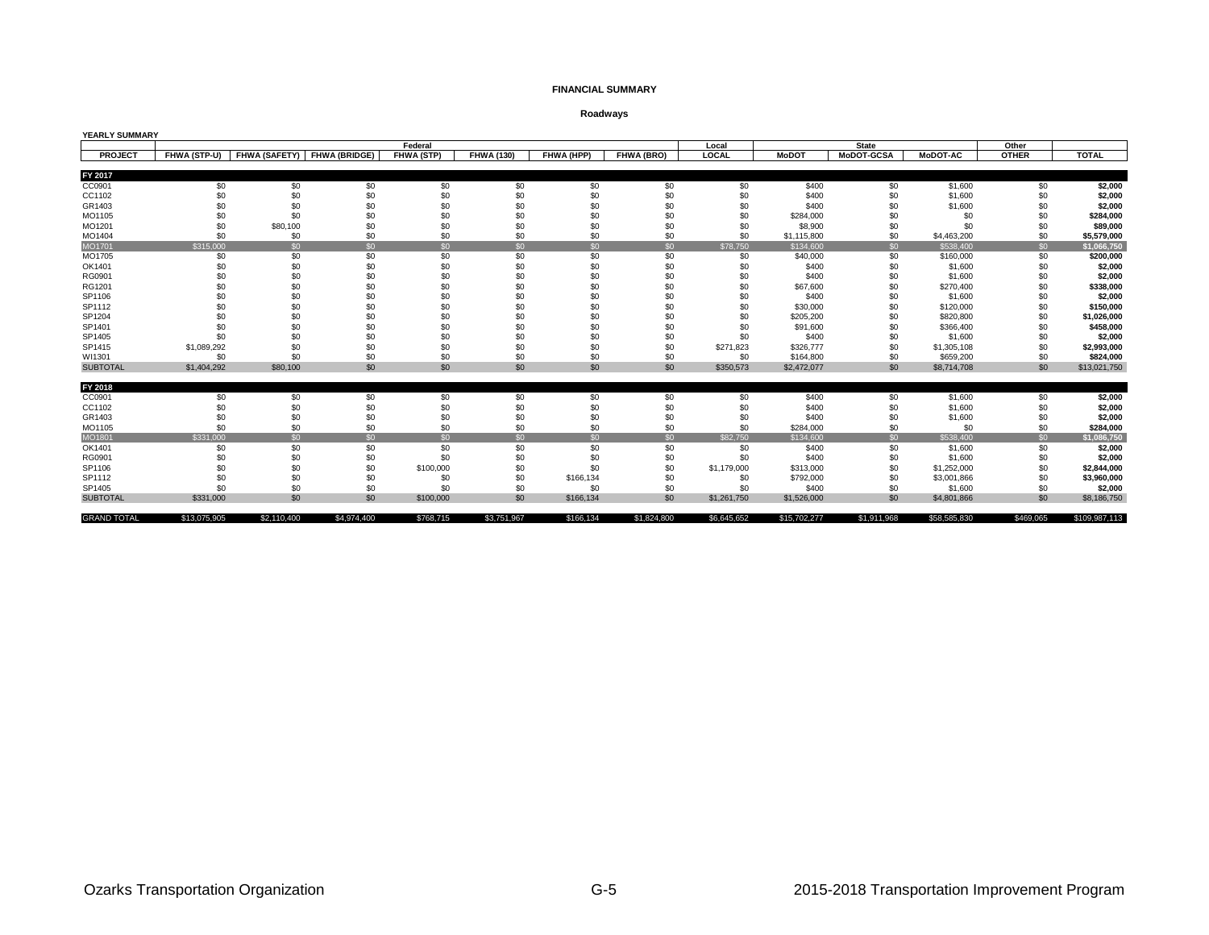# FINANCIAL SUMMARY

## Roadways

**YEARLY SUMMARY**

| | Federal | | | | | | | Local | State | | | Other | |
|---|---|---|---|---|---|---|---|---|---|---|---|---|---|
| **PROJECT** | **FHWA (STP-U)** | **FHWA (SAFETY)** | **FHWA (BRIDGE)** | **FHWA (STP)** | **FHWA (130)** | **FHWA (HPP)** | **FHWA (BRO)** | **LOCAL** | **MoDOT** | **MoDOT-GCSA** | **MoDOT-AC** | **OTHER** | **TOTAL** |
| **FY 2017** | | | | | | | | | | | | | |
| CC0901 | $0 | $0 | $0 | $0 | $0 | $0 | $0 | $0 | $400 | $0 | $1,600 | $0 | **$2,000** |
| CC1102 | $0 | $0 | $0 | $0 | $0 | $0 | $0 | $0 | $400 | $0 | $1,600 | $0 | **$2,000** |
| GR1403 | $0 | $0 | $0 | $0 | $0 | $0 | $0 | $0 | $400 | $0 | $1,600 | $0 | **$2,000** |
| MO1105 | $0 | $0 | $0 | $0 | $0 | $0 | $0 | $0 | $284,000 | $0 | $0 | $0 | **$284,000** |
| MO1201 | $0 | $80,100 | $0 | $0 | $0 | $0 | $0 | $0 | $8,900 | $0 | $0 | $0 | **$89,000** |
| MO1404 | $0 | $0 | $0 | $0 | $0 | $0 | $0 | $0 | $1,115,800 | $0 | $4,463,200 | $0 | **$5,579,000** |
| MO1701 | $315,000 | $0 | $0 | $0 | $0 | $0 | $0 | $78,750 | $134,600 | $0 | $538,400 | $0 | **$1,066,750** |
| MO1705 | $0 | $0 | $0 | $0 | $0 | $0 | $0 | $0 | $40,000 | $0 | $160,000 | $0 | **$200,000** |
| OK1401 | $0 | $0 | $0 | $0 | $0 | $0 | $0 | $0 | $400 | $0 | $1,600 | $0 | **$2,000** |
| RG0901 | $0 | $0 | $0 | $0 | $0 | $0 | $0 | $0 | $400 | $0 | $1,600 | $0 | **$2,000** |
| RG1201 | $0 | $0 | $0 | $0 | $0 | $0 | $0 | $0 | $67,600 | $0 | $270,400 | $0 | **$338,000** |
| SP1106 | $0 | $0 | $0 | $0 | $0 | $0 | $0 | $0 | $400 | $0 | $1,600 | $0 | **$2,000** |
| SP1112 | $0 | $0 | $0 | $0 | $0 | $0 | $0 | $0 | $30,000 | $0 | $120,000 | $0 | **$150,000** |
| SP1204 | $0 | $0 | $0 | $0 | $0 | $0 | $0 | $0 | $205,200 | $0 | $820,800 | $0 | **$1,026,000** |
| SP1401 | $0 | $0 | $0 | $0 | $0 | $0 | $0 | $0 | $91,600 | $0 | $366,400 | $0 | **$458,000** |
| SP1405 | $0 | $0 | $0 | $0 | $0 | $0 | $0 | $0 | $400 | $0 | $1,600 | $0 | **$2,000** |
| SP1415 | $1,089,292 | $0 | $0 | $0 | $0 | $0 | $0 | $271,823 | $326,777 | $0 | $1,305,108 | $0 | **$2,993,000** |
| WI1301 | $0 | $0 | $0 | $0 | $0 | $0 | $0 | $0 | $164,800 | $0 | $659,200 | $0 | **$824,000** |
| SUBTOTAL | $1,404,292 | $80,100 | $0 | $0 | $0 | $0 | $0 | $350,573 | $2,472,077 | $0 | $8,714,708 | $0 | $13,021,750 |
| **FY 2018** | | | | | | | | | | | | | |
| CC0901 | $0 | $0 | $0 | $0 | $0 | $0 | $0 | $0 | $400 | $0 | $1,600 | $0 | **$2,000** |
| CC1102 | $0 | $0 | $0 | $0 | $0 | $0 | $0 | $0 | $400 | $0 | $1,600 | $0 | **$2,000** |
| GR1403 | $0 | $0 | $0 | $0 | $0 | $0 | $0 | $0 | $400 | $0 | $1,600 | $0 | **$2,000** |
| MO1105 | $0 | $0 | $0 | $0 | $0 | $0 | $0 | $0 | $284,000 | $0 | $0 | $0 | **$284,000** |
| MO1801 | $331,000 | $0 | $0 | $0 | $0 | $0 | $0 | $82,750 | $134,600 | $0 | $538,400 | $0 | **$1,086,750** |
| OK1401 | $0 | $0 | $0 | $0 | $0 | $0 | $0 | $0 | $400 | $0 | $1,600 | $0 | **$2,000** |
| RG0901 | $0 | $0 | $0 | $0 | $0 | $0 | $0 | $0 | $400 | $0 | $1,600 | $0 | **$2,000** |
| SP1106 | $0 | $0 | $0 | $100,000 | $0 | $0 | $0 | $1,179,000 | $313,000 | $0 | $1,252,000 | $0 | **$2,844,000** |
| SP1112 | $0 | $0 | $0 | $0 | $0 | $166,134 | $0 | $0 | $792,000 | $0 | $3,001,866 | $0 | **$3,960,000** |
| SP1405 | $0 | $0 | $0 | $0 | $0 | $0 | $0 | $0 | $400 | $0 | $1,600 | $0 | **$2,000** |
| SUBTOTAL | $331,000 | $0 | $0 | $100,000 | $0 | $166,134 | $0 | $1,261,750 | $1,526,000 | $0 | $4,801,866 | $0 | $8,186,750 |
| GRAND TOTAL | $13,075,905 | $2,110,400 | $4,974,400 | $768,715 | $3,751,967 | $166,134 | $1,824,800 | $6,645,652 | $15,702,277 | $1,911,968 | $58,585,830 | $469,065 | $109,987,113 |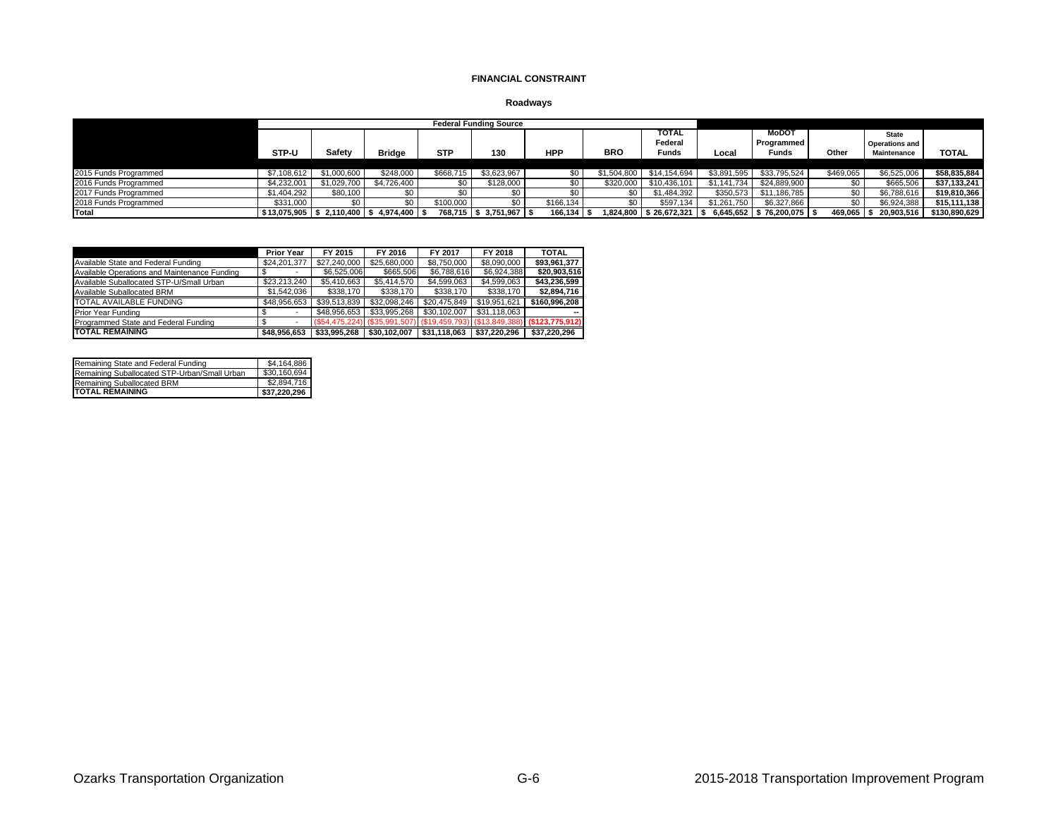## FINANCIAL CONSTRAINT

### Roadways

| | Federal Funding Source | | | | | | | | | | | | |
|---|---|---|---|---|---|---|---|---|---|---|---|---|---|
| | STP-U | Safety | Bridge | STP | 130 | HPP | BRO | TOTAL Federal Funds | Local | MoDOT Programmed Funds | Other | State Operations and Maintenance | TOTAL |
| 2015 Funds Programmed | $7,108,612 | $1,000,600 | $248,000 | $668,715 | $3,623,967 | $0 | $1,504,800 | $14,154,694 | $3,891,595 | $33,795,524 | $469,065 | $6,525,006 | $58,835,884 |
| 2016 Funds Programmed | $4,232,001 | $1,029,700 | $4,726,400 | $0 | $128,000 | $0 | $320,000 | $10,436,101 | $1,141,734 | $24,889,900 | $0 | $665,506 | $37,133,241 |
| 2017 Funds Programmed | $1,404,292 | $80,100 | $0 | $0 | $0 | $0 | $0 | $1,484,392 | $350,573 | $11,186,785 | $0 | $6,788,616 | $19,810,366 |
| 2018 Funds Programmed | $331,000 | $0 | $0 | $100,000 | $0 | $166,134 | $0 | $597,134 | $1,261,750 | $6,327,866 | $0 | $6,924,388 | $15,111,138 |
| **Total** | **$13,075,905** | **$ 2,110,400** | **$ 4,974,400** | **$ 768,715** | **$ 3,751,967** | **$ 166,134** | **$ 1,824,800** | **$ 26,672,321** | **$ 6,645,652** | **$ 76,200,075** | **$ 469,065** | **$ 20,903,516** | **$130,890,629** |

| | Prior Year | FY 2015 | FY 2016 | FY 2017 | FY 2018 | TOTAL |
|---|---|---|---|---|---|---|
| Available State and Federal Funding | $24,201,377 | $27,240,000 | $25,680,000 | $8,750,000 | $8,090,000 | $93,961,377 |
| Available Operations and Maintenance Funding | $ - | $6,525,006 | $665,506 | $6,788,616 | $6,924,388 | $20,903,516 |
| Available Suballocated STP-U/Small Urban | $23,213,240 | $5,410,663 | $5,414,570 | $4,599,063 | $4,599,063 | $43,236,599 |
| Available Suballocated BRM | $1,542,036 | $338,170 | $338,170 | $338,170 | $338,170 | $2,894,716 |
| TOTAL AVAILABLE FUNDING | $48,956,653 | $39,513,839 | $32,098,246 | $20,475,849 | $19,951,621 | $160,996,208 |
| Prior Year Funding | $ - | $48,956,653 | $33,995,268 | $30,102,007 | $31,118,063 | -- |
| Programmed State and Federal Funding | $ - | ($54,475,224) | ($35,991,507) | ($19,459,793) | ($13,849,388) | ($123,775,912) |
| **TOTAL REMAINING** | **$48,956,653** | **$33,995,268** | **$30,102,007** | **$31,118,063** | **$37,220,296** | **$37,220,296** |

| | |
|---|---|
| Remaining State and Federal Funding | $4,164,886 |
| Remaining Suballocated STP-Urban/Small Urban | $30,160,694 |
| Remaining Suballocated BRM | $2,894,716 |
| **TOTAL REMAINING** | **$37,220,296** |